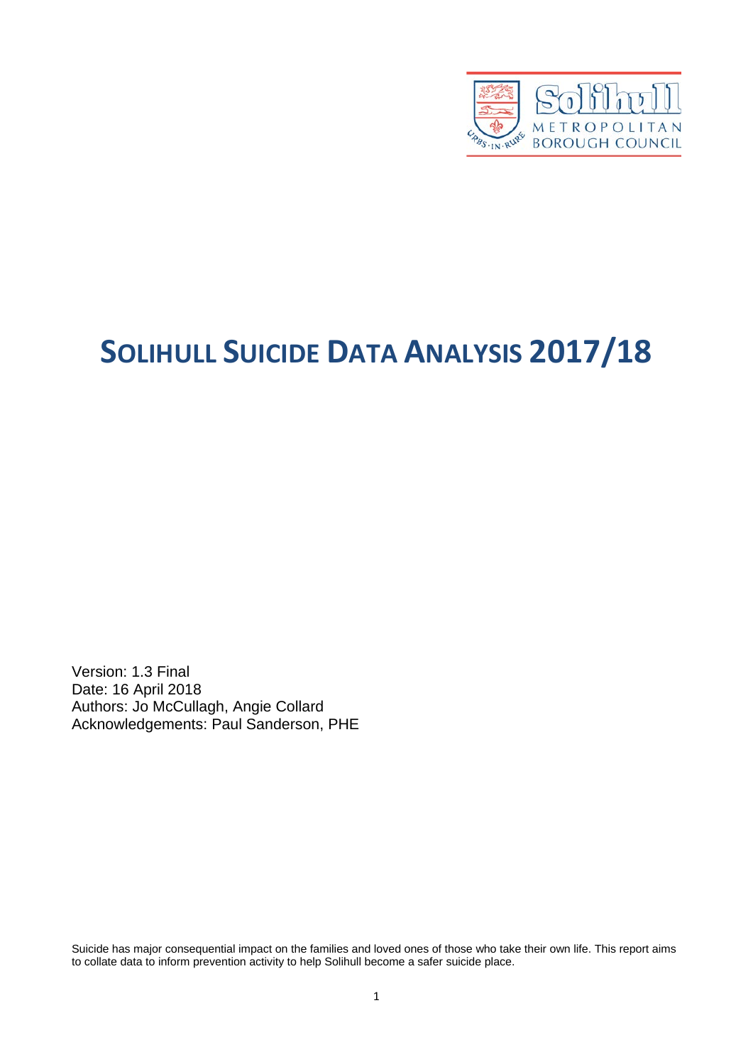# SOLIHULL SUICIDE DATA ANALYSIS 2017/18

Version: 1.3 Final
Date: 16 April 2018
Authors: Jo McCullagh, Angie Collard
Acknowledgements: Paul Sanderson, PHE

Suicide has major consequential impact on the families and loved ones of those who take their own life. This report aims to collate data to inform prevention activity to help Solihull become a safer suicide place.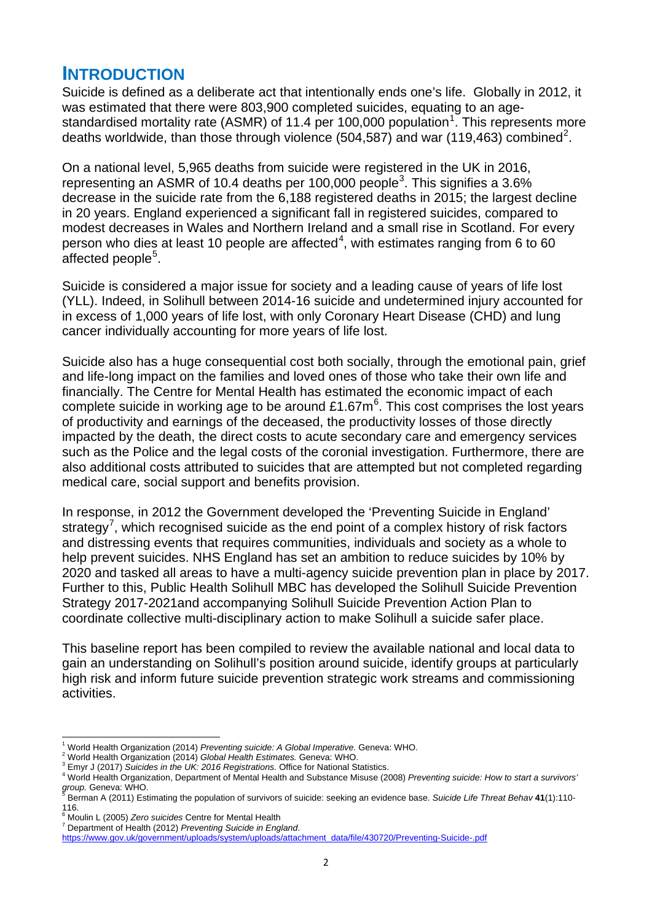# INTRODUCTION

Suicide is defined as a deliberate act that intentionally ends one's life. Globally in 2012, it was estimated that there were 803,900 completed suicides, equating to an age-standardised mortality rate (ASMR) of 11.4 per 100,000 population[1]. This represents more deaths worldwide, than those through violence (504,587) and war (119,463) combined[2].

On a national level, 5,965 deaths from suicide were registered in the UK in 2016, representing an ASMR of 10.4 deaths per 100,000 people[3]. This signifies a 3.6% decrease in the suicide rate from the 6,188 registered deaths in 2015; the largest decline in 20 years. England experienced a significant fall in registered suicides, compared to modest decreases in Wales and Northern Ireland and a small rise in Scotland. For every person who dies at least 10 people are affected[4], with estimates ranging from 6 to 60 affected people[5].

Suicide is considered a major issue for society and a leading cause of years of life lost (YLL). Indeed, in Solihull between 2014-16 suicide and undetermined injury accounted for in excess of 1,000 years of life lost, with only Coronary Heart Disease (CHD) and lung cancer individually accounting for more years of life lost.

Suicide also has a huge consequential cost both socially, through the emotional pain, grief and life-long impact on the families and loved ones of those who take their own life and financially. The Centre for Mental Health has estimated the economic impact of each complete suicide in working age to be around £1.67m[6]. This cost comprises the lost years of productivity and earnings of the deceased, the productivity losses of those directly impacted by the death, the direct costs to acute secondary care and emergency services such as the Police and the legal costs of the coronial investigation. Furthermore, there are also additional costs attributed to suicides that are attempted but not completed regarding medical care, social support and benefits provision.

In response, in 2012 the Government developed the 'Preventing Suicide in England' strategy[7], which recognised suicide as the end point of a complex history of risk factors and distressing events that requires communities, individuals and society as a whole to help prevent suicides. NHS England has set an ambition to reduce suicides by 10% by 2020 and tasked all areas to have a multi-agency suicide prevention plan in place by 2017. Further to this, Public Health Solihull MBC has developed the Solihull Suicide Prevention Strategy 2017-2021and accompanying Solihull Suicide Prevention Action Plan to coordinate collective multi-disciplinary action to make Solihull a suicide safer place.

This baseline report has been compiled to review the available national and local data to gain an understanding on Solihull's position around suicide, identify groups at particularly high risk and inform future suicide prevention strategic work streams and commissioning activities.

---

[1] World Health Organization (2014) *Preventing suicide: A Global Imperative.* Geneva: WHO.
[2] World Health Organization (2014) *Global Health Estimates.* Geneva: WHO.
[3] Emyr J (2017) *Suicides in the UK: 2016 Registrations.* Office for National Statistics.
[4] World Health Organization, Department of Mental Health and Substance Misuse (2008) *Preventing suicide: How to start a survivors' group.* Geneva: WHO.
[5] Berman A (2011) Estimating the population of survivors of suicide: seeking an evidence base. *Suicide Life Threat Behav* **41**(1):110-116.
[6] Moulin L (2005) *Zero suicides* Centre for Mental Health
[7] Department of Health (2012) *Preventing Suicide in England*. https://www.gov.uk/government/uploads/system/uploads/attachment_data/file/430720/Preventing-Suicide-.pdf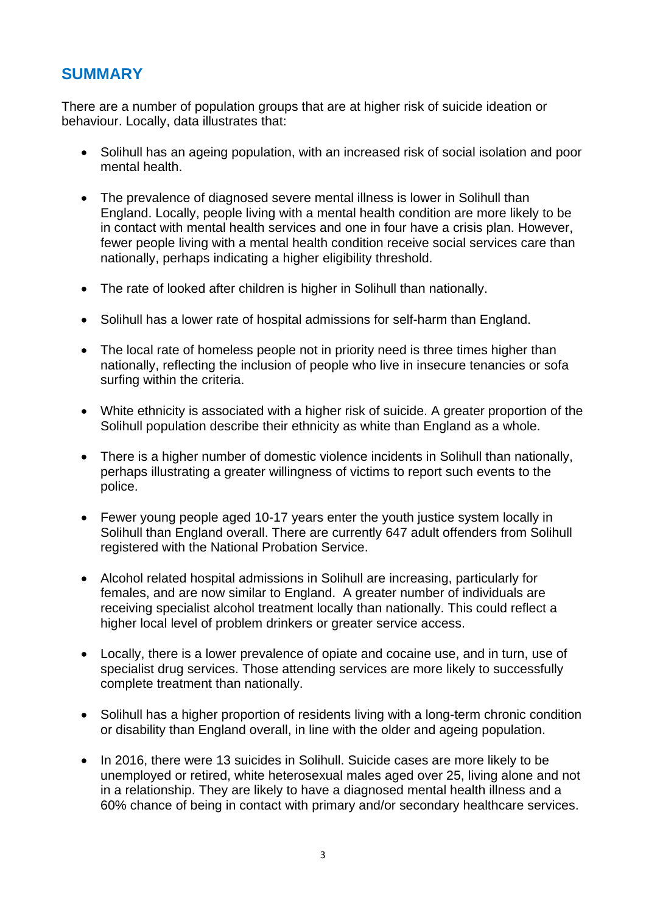## SUMMARY

There are a number of population groups that are at higher risk of suicide ideation or behaviour. Locally, data illustrates that:

- Solihull has an ageing population, with an increased risk of social isolation and poor mental health.
- The prevalence of diagnosed severe mental illness is lower in Solihull than England. Locally, people living with a mental health condition are more likely to be in contact with mental health services and one in four have a crisis plan. However, fewer people living with a mental health condition receive social services care than nationally, perhaps indicating a higher eligibility threshold.
- The rate of looked after children is higher in Solihull than nationally.
- Solihull has a lower rate of hospital admissions for self-harm than England.
- The local rate of homeless people not in priority need is three times higher than nationally, reflecting the inclusion of people who live in insecure tenancies or sofa surfing within the criteria.
- White ethnicity is associated with a higher risk of suicide. A greater proportion of the Solihull population describe their ethnicity as white than England as a whole.
- There is a higher number of domestic violence incidents in Solihull than nationally, perhaps illustrating a greater willingness of victims to report such events to the police.
- Fewer young people aged 10-17 years enter the youth justice system locally in Solihull than England overall. There are currently 647 adult offenders from Solihull registered with the National Probation Service.
- Alcohol related hospital admissions in Solihull are increasing, particularly for females, and are now similar to England. A greater number of individuals are receiving specialist alcohol treatment locally than nationally. This could reflect a higher local level of problem drinkers or greater service access.
- Locally, there is a lower prevalence of opiate and cocaine use, and in turn, use of specialist drug services. Those attending services are more likely to successfully complete treatment than nationally.
- Solihull has a higher proportion of residents living with a long-term chronic condition or disability than England overall, in line with the older and ageing population.
- In 2016, there were 13 suicides in Solihull. Suicide cases are more likely to be unemployed or retired, white heterosexual males aged over 25, living alone and not in a relationship. They are likely to have a diagnosed mental health illness and a 60% chance of being in contact with primary and/or secondary healthcare services.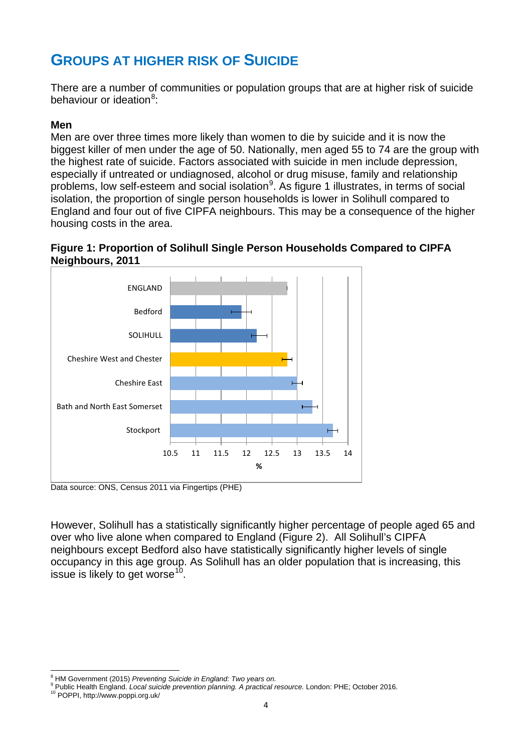## GROUPS AT HIGHER RISK OF SUICIDE

There are a number of communities or population groups that are at higher risk of suicide behaviour or ideation[8]:

**Men**

Men are over three times more likely than women to die by suicide and it is now the biggest killer of men under the age of 50. Nationally, men aged 55 to 74 are the group with the highest rate of suicide. Factors associated with suicide in men include depression, especially if untreated or undiagnosed, alcohol or drug misuse, family and relationship problems, low self-esteem and social isolation[9]. As figure 1 illustrates, in terms of social isolation, the proportion of single person households is lower in Solihull compared to England and four out of five CIPFA neighbours. This may be a consequence of the higher housing costs in the area.

**Figure 1: Proportion of Solihull Single Person Households Compared to CIPFA Neighbours, 2011**

| Area | % (approx.) |
|---|---|
| ENGLAND | 12.8 |
| Bedford | 11.9 |
| SOLIHULL | 12.2 |
| Cheshire West and Chester | 12.8 |
| Cheshire East | 13.0 |
| Bath and North East Somerset | 13.3 |
| Stockport | 13.7 |

Data source: ONS, Census 2011 via Fingertips (PHE)

However, Solihull has a statistically significantly higher percentage of people aged 65 and over who live alone when compared to England (Figure 2). All Solihull's CIPFA neighbours except Bedford also have statistically significantly higher levels of single occupancy in this age group. As Solihull has an older population that is increasing, this issue is likely to get worse[10].

---

[8] HM Government (2015) *Preventing Suicide in England: Two years on.*

[9] Public Health England. *Local suicide prevention planning. A practical resource.* London: PHE; October 2016.

[10] POPPI, http://www.poppi.org.uk/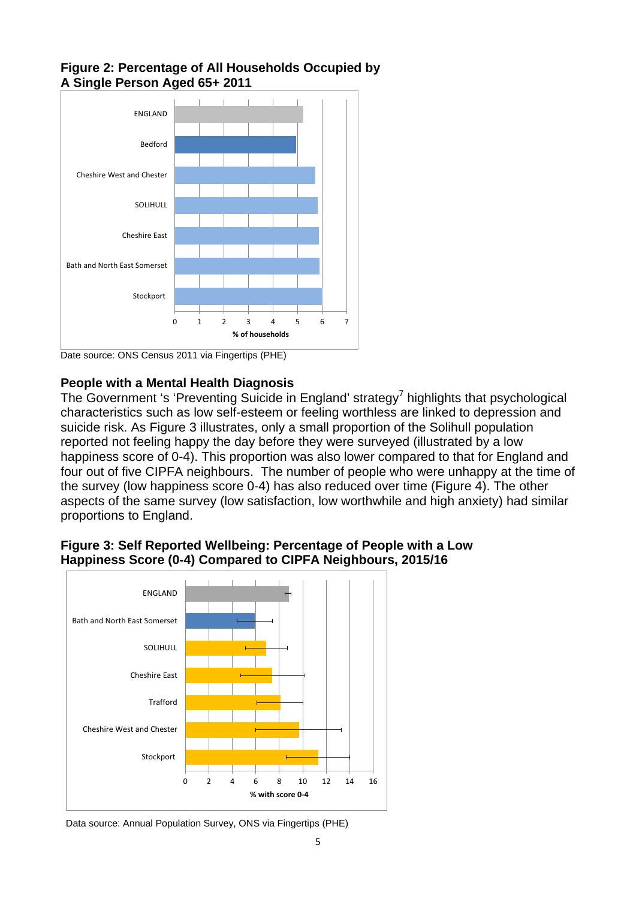**Figure 2: Percentage of All Households Occupied by A Single Person Aged 65+ 2011**

Date source: ONS Census 2011 via Fingertips (PHE)

## People with a Mental Health Diagnosis

The Government 's 'Preventing Suicide in England' strategy[7] highlights that psychological characteristics such as low self-esteem or feeling worthless are linked to depression and suicide risk. As Figure 3 illustrates, only a small proportion of the Solihull population reported not feeling happy the day before they were surveyed (illustrated by a low happiness score of 0-4). This proportion was also lower compared to that for England and four out of five CIPFA neighbours. The number of people who were unhappy at the time of the survey (low happiness score 0-4) has also reduced over time (Figure 4). The other aspects of the same survey (low satisfaction, low worthwhile and high anxiety) had similar proportions to England.

**Figure 3: Self Reported Wellbeing: Percentage of People with a Low Happiness Score (0-4) Compared to CIPFA Neighbours, 2015/16**

Data source: Annual Population Survey, ONS via Fingertips (PHE)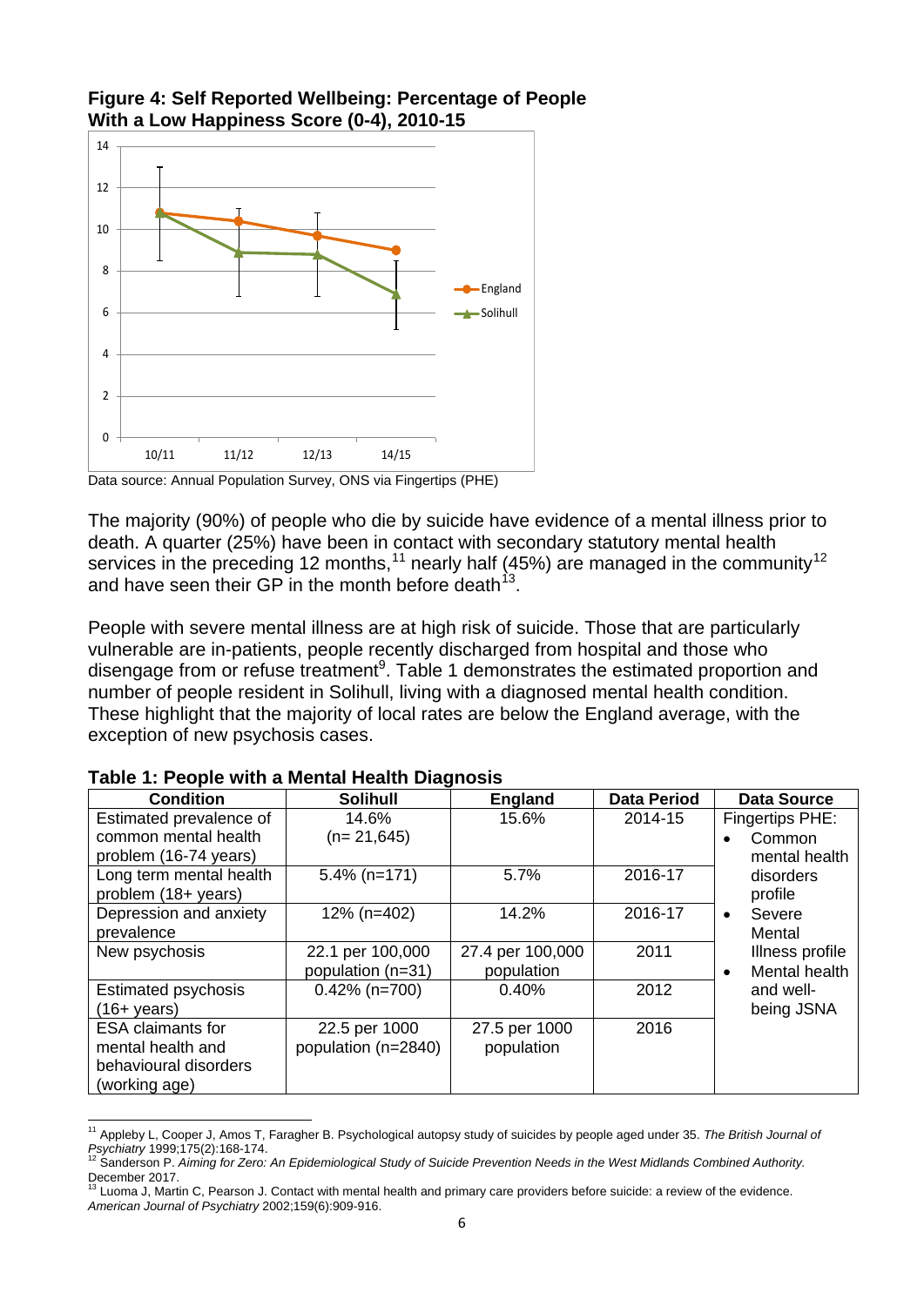**Figure 4: Self Reported Wellbeing: Percentage of People With a Low Happiness Score (0-4), 2010-15**

Data source: Annual Population Survey, ONS via Fingertips (PHE)

The majority (90%) of people who die by suicide have evidence of a mental illness prior to death. A quarter (25%) have been in contact with secondary statutory mental health services in the preceding 12 months,[11] nearly half (45%) are managed in the community[12] and have seen their GP in the month before death[13].

People with severe mental illness are at high risk of suicide. Those that are particularly vulnerable are in-patients, people recently discharged from hospital and those who disengage from or refuse treatment[9]. Table 1 demonstrates the estimated proportion and number of people resident in Solihull, living with a diagnosed mental health condition. These highlight that the majority of local rates are below the England average, with the exception of new psychosis cases.

**Table 1: People with a Mental Health Diagnosis**

| Condition | Solihull | England | Data Period | Data Source |
|---|---|---|---|---|
| Estimated prevalence of common mental health problem (16-74 years) | 14.6% (n= 21,645) | 15.6% | 2014-15 | Fingertips PHE:<br>• Common mental health disorders profile<br>• Severe Mental Illness profile<br>• Mental health and well-being JSNA |
| Long term mental health problem (18+ years) | 5.4% (n=171) | 5.7% | 2016-17 | |
| Depression and anxiety prevalence | 12% (n=402) | 14.2% | 2016-17 | |
| New psychosis | 22.1 per 100,000 population (n=31) | 27.4 per 100,000 population | 2011 | |
| Estimated psychosis (16+ years) | 0.42% (n=700) | 0.40% | 2012 | |
| ESA claimants for mental health and behavioural disorders (working age) | 22.5 per 1000 population (n=2840) | 27.5 per 1000 population | 2016 | |

[11] Appleby L, Cooper J, Amos T, Faragher B. Psychological autopsy study of suicides by people aged under 35. *The British Journal of Psychiatry* 1999;175(2):168-174.

[12] Sanderson P. *Aiming for Zero: An Epidemiological Study of Suicide Prevention Needs in the West Midlands Combined Authority.* December 2017.

[13] Luoma J, Martin C, Pearson J. Contact with mental health and primary care providers before suicide: a review of the evidence. *American Journal of Psychiatry* 2002;159(6):909-916.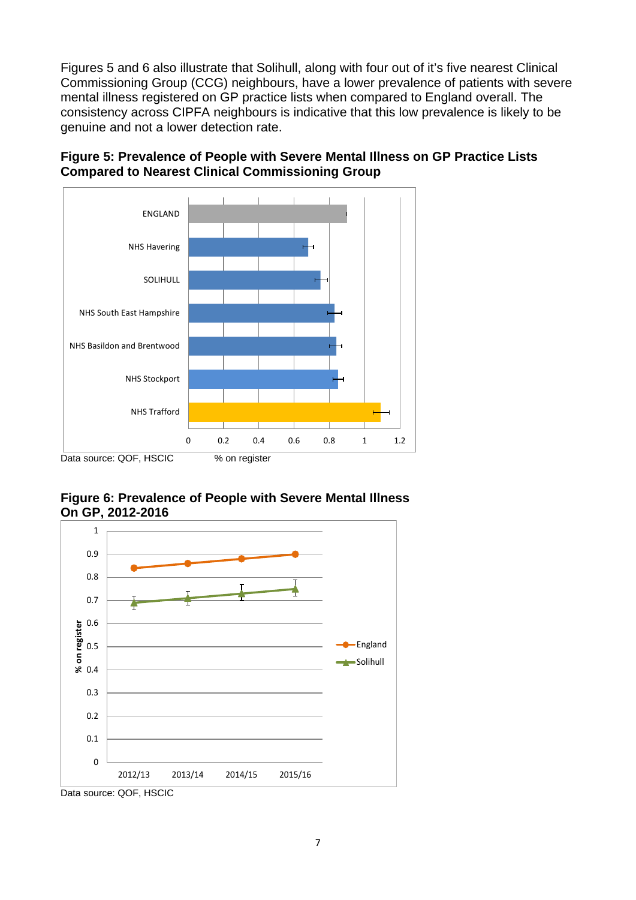Figures 5 and 6 also illustrate that Solihull, along with four out of it's five nearest Clinical Commissioning Group (CCG) neighbours, have a lower prevalence of patients with severe mental illness registered on GP practice lists when compared to England overall. The consistency across CIPFA neighbours is indicative that this low prevalence is likely to be genuine and not a lower detection rate.

**Figure 5: Prevalence of People with Severe Mental Illness on GP Practice Lists Compared to Nearest Clinical Commissioning Group**

Data source: QOF, HSCIC

**Figure 6: Prevalence of People with Severe Mental Illness On GP, 2012-2016**

Data source: QOF, HSCIC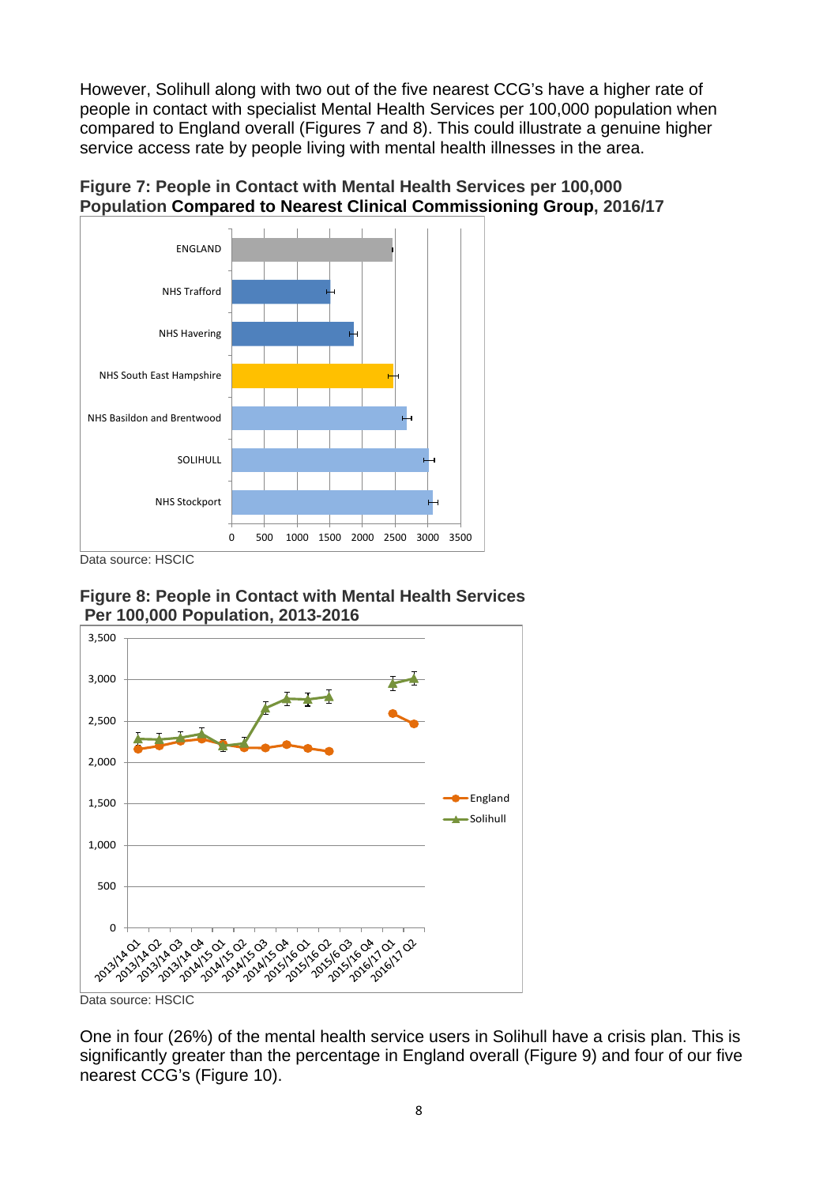However, Solihull along with two out of the five nearest CCG's have a higher rate of people in contact with specialist Mental Health Services per 100,000 population when compared to England overall (Figures 7 and 8). This could illustrate a genuine higher service access rate by people living with mental health illnesses in the area.

**Figure 7: People in Contact with Mental Health Services per 100,000 Population Compared to Nearest Clinical Commissioning Group, 2016/17**

Data source: HSCIC

**Figure 8: People in Contact with Mental Health Services Per 100,000 Population, 2013-2016**

Data source: HSCIC

One in four (26%) of the mental health service users in Solihull have a crisis plan. This is significantly greater than the percentage in England overall (Figure 9) and four of our five nearest CCG's (Figure 10).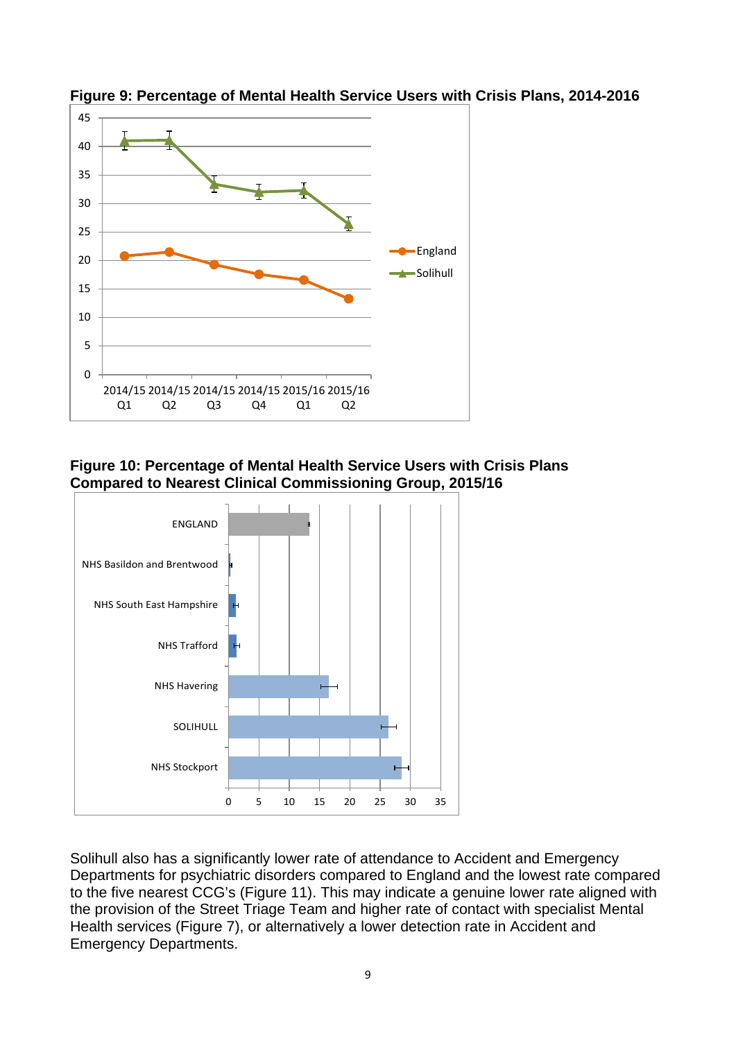**Figure 9: Percentage of Mental Health Service Users with Crisis Plans, 2014-2016**

**Figure 10: Percentage of Mental Health Service Users with Crisis Plans Compared to Nearest Clinical Commissioning Group, 2015/16**

Solihull also has a significantly lower rate of attendance to Accident and Emergency Departments for psychiatric disorders compared to England and the lowest rate compared to the five nearest CCG's (Figure 11). This may indicate a genuine lower rate aligned with the provision of the Street Triage Team and higher rate of contact with specialist Mental Health services (Figure 7), or alternatively a lower detection rate in Accident and Emergency Departments.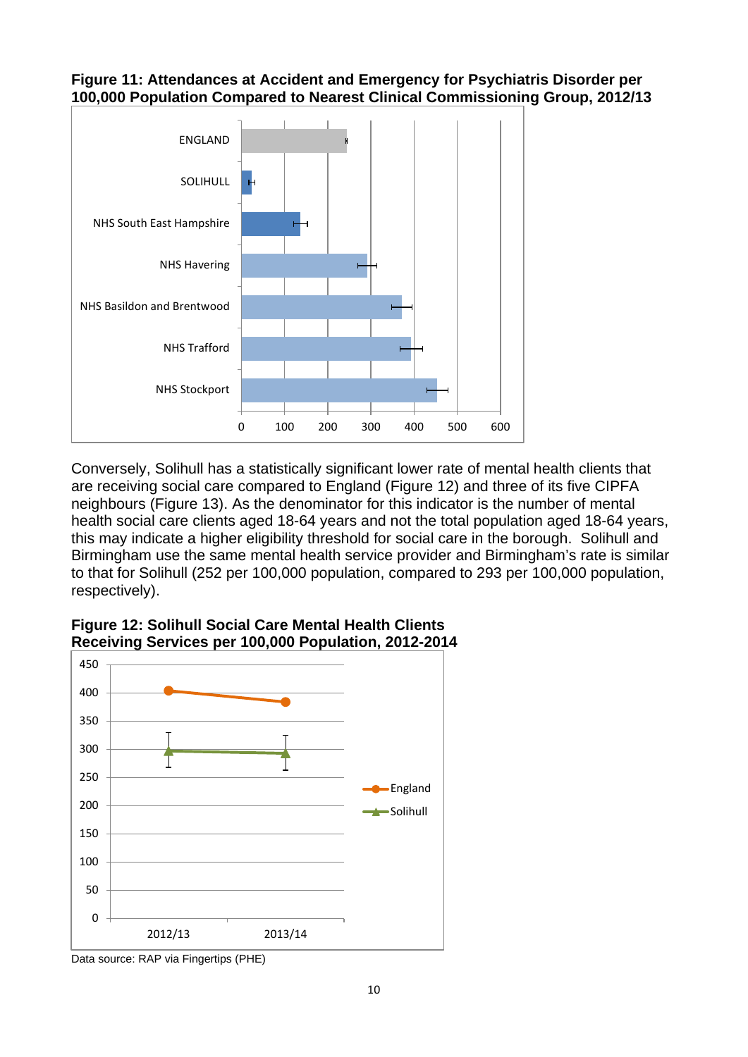**Figure 11: Attendances at Accident and Emergency for Psychiatris Disorder per 100,000 Population Compared to Nearest Clinical Commissioning Group, 2012/13**

Conversely, Solihull has a statistically significant lower rate of mental health clients that are receiving social care compared to England (Figure 12) and three of its five CIPFA neighbours (Figure 13). As the denominator for this indicator is the number of mental health social care clients aged 18-64 years and not the total population aged 18-64 years, this may indicate a higher eligibility threshold for social care in the borough. Solihull and Birmingham use the same mental health service provider and Birmingham's rate is similar to that for Solihull (252 per 100,000 population, compared to 293 per 100,000 population, respectively).

**Figure 12: Solihull Social Care Mental Health Clients Receiving Services per 100,000 Population, 2012-2014**

Data source: RAP via Fingertips (PHE)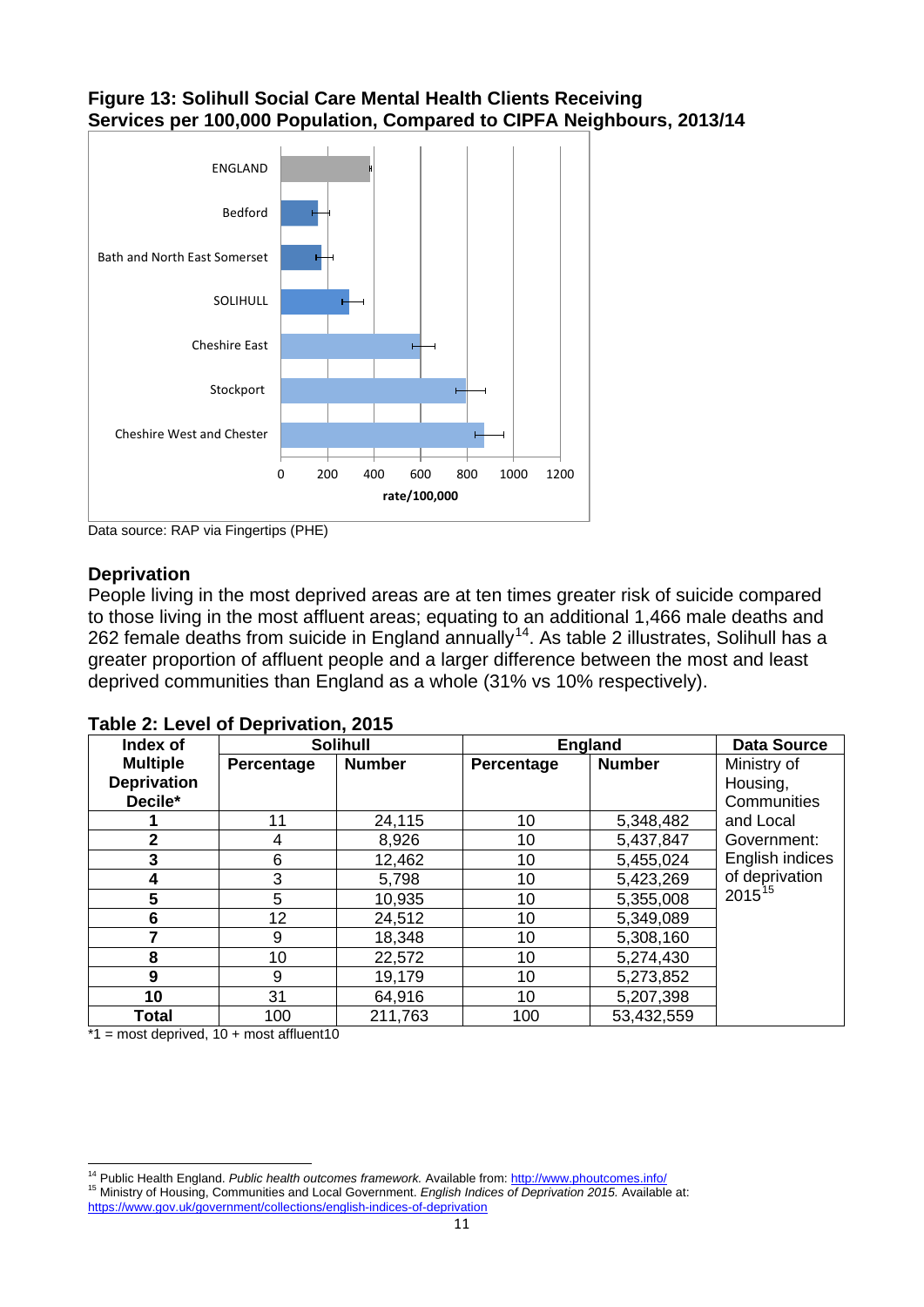**Figure 13: Solihull Social Care Mental Health Clients Receiving Services per 100,000 Population, Compared to CIPFA Neighbours, 2013/14**

Data source: RAP via Fingertips (PHE)

## Deprivation

People living in the most deprived areas are at ten times greater risk of suicide compared to those living in the most affluent areas; equating to an additional 1,466 male deaths and 262 female deaths from suicide in England annually[14]. As table 2 illustrates, Solihull has a greater proportion of affluent people and a larger difference between the most and least deprived communities than England as a whole (31% vs 10% respectively).

**Table 2: Level of Deprivation, 2015**

| Index of Multiple Deprivation Decile* | Solihull | | England | | Data Source |
|---|---|---|---|---|---|
| | **Percentage** | **Number** | **Percentage** | **Number** | Ministry of Housing, Communities and Local Government: English indices of deprivation 2015[15] |
| **1** | 11 | 24,115 | 10 | 5,348,482 | |
| **2** | 4 | 8,926 | 10 | 5,437,847 | |
| **3** | 6 | 12,462 | 10 | 5,455,024 | |
| **4** | 3 | 5,798 | 10 | 5,423,269 | |
| **5** | 5 | 10,935 | 10 | 5,355,008 | |
| **6** | 12 | 24,512 | 10 | 5,349,089 | |
| **7** | 9 | 18,348 | 10 | 5,308,160 | |
| **8** | 10 | 22,572 | 10 | 5,274,430 | |
| **9** | 9 | 19,179 | 10 | 5,273,852 | |
| **10** | 31 | 64,916 | 10 | 5,207,398 | |
| **Total** | 100 | 211,763 | 100 | 53,432,559 | |

*1 = most deprived, 10 + most affluent10

[14] Public Health England. *Public health outcomes framework.* Available from: http://www.phoutcomes.info/

[15] Ministry of Housing, Communities and Local Government. *English Indices of Deprivation 2015.* Available at: https://www.gov.uk/government/collections/english-indices-of-deprivation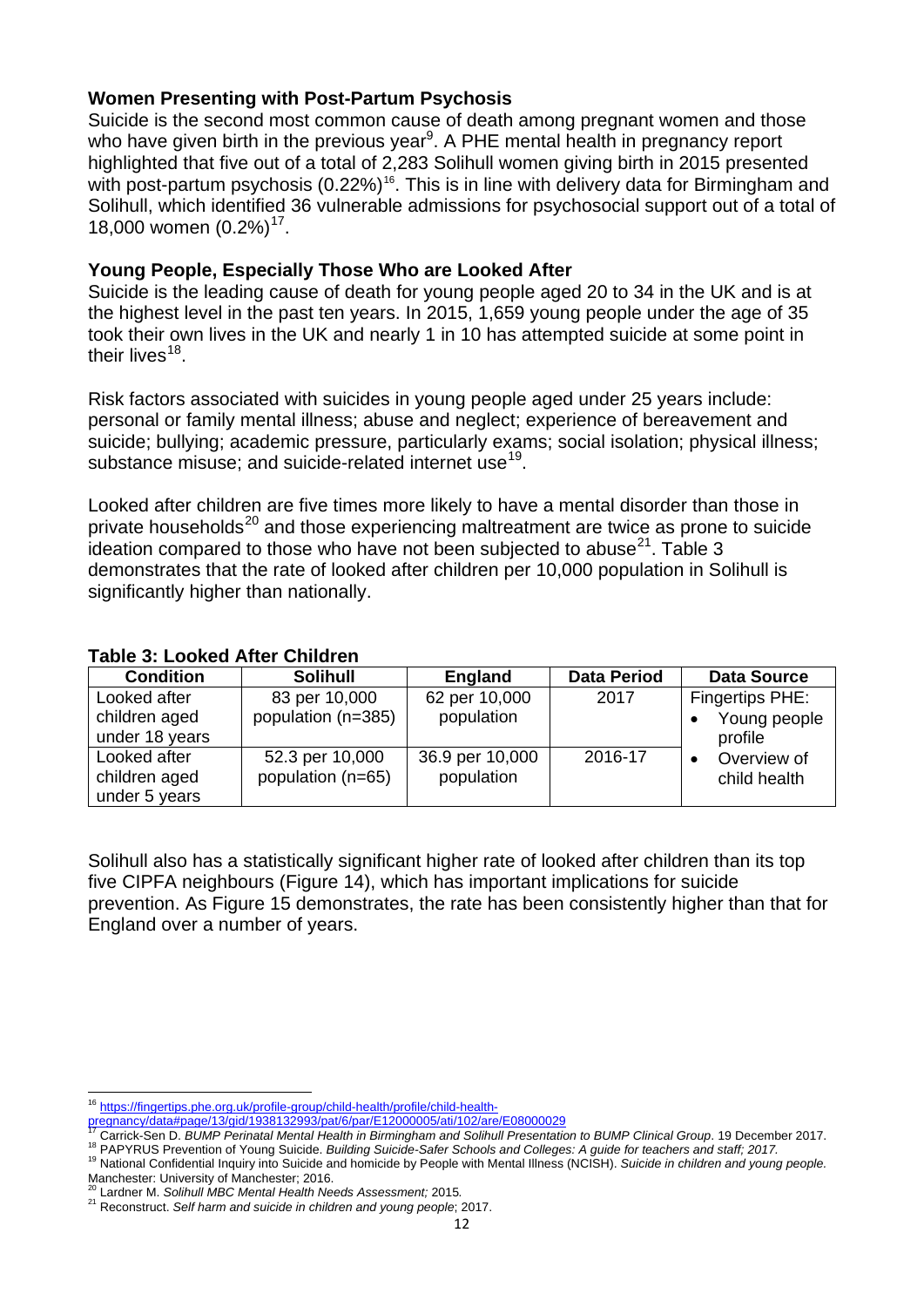**Women Presenting with Post-Partum Psychosis**

Suicide is the second most common cause of death among pregnant women and those who have given birth in the previous year[9]. A PHE mental health in pregnancy report highlighted that five out of a total of 2,283 Solihull women giving birth in 2015 presented with post-partum psychosis (0.22%)[16]. This is in line with delivery data for Birmingham and Solihull, which identified 36 vulnerable admissions for psychosocial support out of a total of 18,000 women (0.2%)[17].

**Young People, Especially Those Who are Looked After**

Suicide is the leading cause of death for young people aged 20 to 34 in the UK and is at the highest level in the past ten years. In 2015, 1,659 young people under the age of 35 took their own lives in the UK and nearly 1 in 10 has attempted suicide at some point in their lives[18].

Risk factors associated with suicides in young people aged under 25 years include: personal or family mental illness; abuse and neglect; experience of bereavement and suicide; bullying; academic pressure, particularly exams; social isolation; physical illness; substance misuse; and suicide-related internet use[19].

Looked after children are five times more likely to have a mental disorder than those in private households[20] and those experiencing maltreatment are twice as prone to suicide ideation compared to those who have not been subjected to abuse[21]. Table 3 demonstrates that the rate of looked after children per 10,000 population in Solihull is significantly higher than nationally.

**Table 3: Looked After Children**

| Condition | Solihull | England | Data Period | Data Source |
|---|---|---|---|---|
| Looked after children aged under 18 years | 83 per 10,000 population (n=385) | 62 per 10,000 population | 2017 | Fingertips PHE: • Young people profile • Overview of child health |
| Looked after children aged under 5 years | 52.3 per 10,000 population (n=65) | 36.9 per 10,000 population | 2016-17 | |

Solihull also has a statistically significant higher rate of looked after children than its top five CIPFA neighbours (Figure 14), which has important implications for suicide prevention. As Figure 15 demonstrates, the rate has been consistently higher than that for England over a number of years.

---

[16] https://fingertips.phe.org.uk/profile-group/child-health/profile/child-health-pregnancy/data#page/13/gid/1938132993/pat/6/par/E12000005/ati/102/are/E08000029

[17] Carrick-Sen D. *BUMP Perinatal Mental Health in Birmingham and Solihull Presentation to BUMP Clinical Group*. 19 December 2017.

[18] PAPYRUS Prevention of Young Suicide. *Building Suicide-Safer Schools and Colleges: A guide for teachers and staff; 2017.*

[19] National Confidential Inquiry into Suicide and homicide by People with Mental Illness (NCISH). *Suicide in children and young people.* Manchester: University of Manchester; 2016.

[20] Lardner M. *Solihull MBC Mental Health Needs Assessment;* 2015*.*

[21] Reconstruct. *Self harm and suicide in children and young people*; 2017.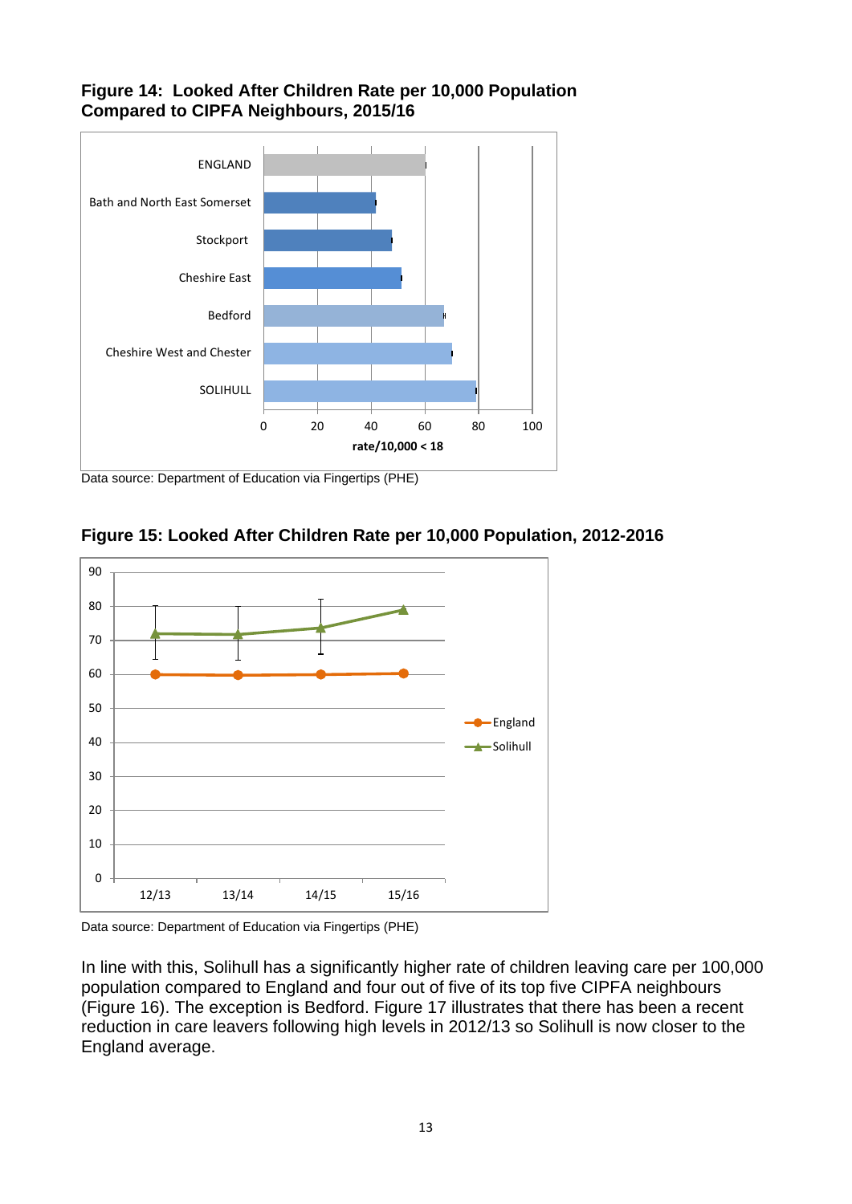**Figure 14: Looked After Children Rate per 10,000 Population Compared to CIPFA Neighbours, 2015/16**

Data source: Department of Education via Fingertips (PHE)

**Figure 15: Looked After Children Rate per 10,000 Population, 2012-2016**

Data source: Department of Education via Fingertips (PHE)

In line with this, Solihull has a significantly higher rate of children leaving care per 100,000 population compared to England and four out of five of its top five CIPFA neighbours (Figure 16). The exception is Bedford. Figure 17 illustrates that there has been a recent reduction in care leavers following high levels in 2012/13 so Solihull is now closer to the England average.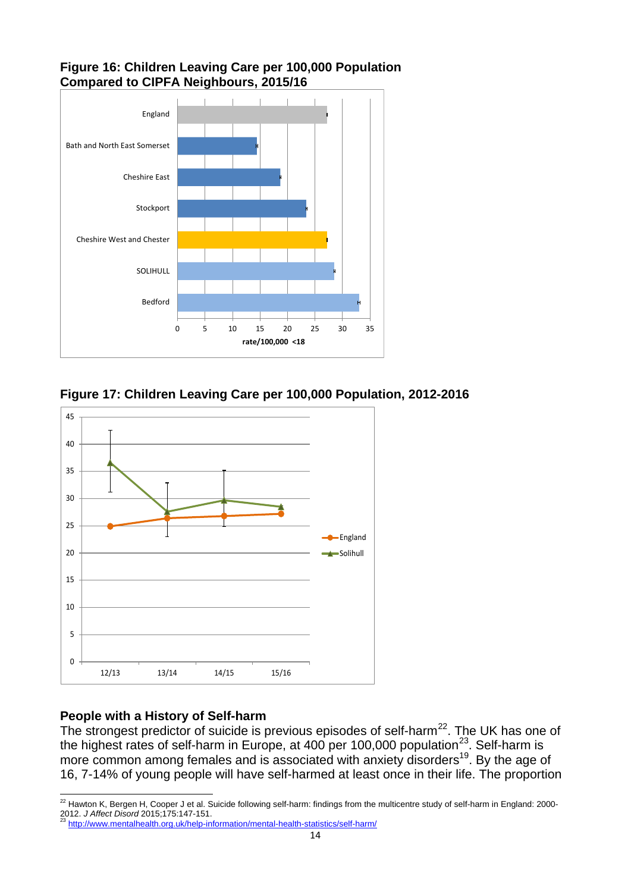**Figure 16: Children Leaving Care per 100,000 Population Compared to CIPFA Neighbours, 2015/16**

**Figure 17: Children Leaving Care per 100,000 Population, 2012-2016**

## People with a History of Self-harm

The strongest predictor of suicide is previous episodes of self-harm[22]. The UK has one of the highest rates of self-harm in Europe, at 400 per 100,000 population[23]. Self-harm is more common among females and is associated with anxiety disorders[19]. By the age of 16, 7-14% of young people will have self-harmed at least once in their life. The proportion

---

[22] Hawton K, Bergen H, Cooper J et al. Suicide following self-harm: findings from the multicentre study of self-harm in England: 2000-2012. *J Affect Disord* 2015;175:147-151.

[23] http://www.mentalhealth.org.uk/help-information/mental-health-statistics/self-harm/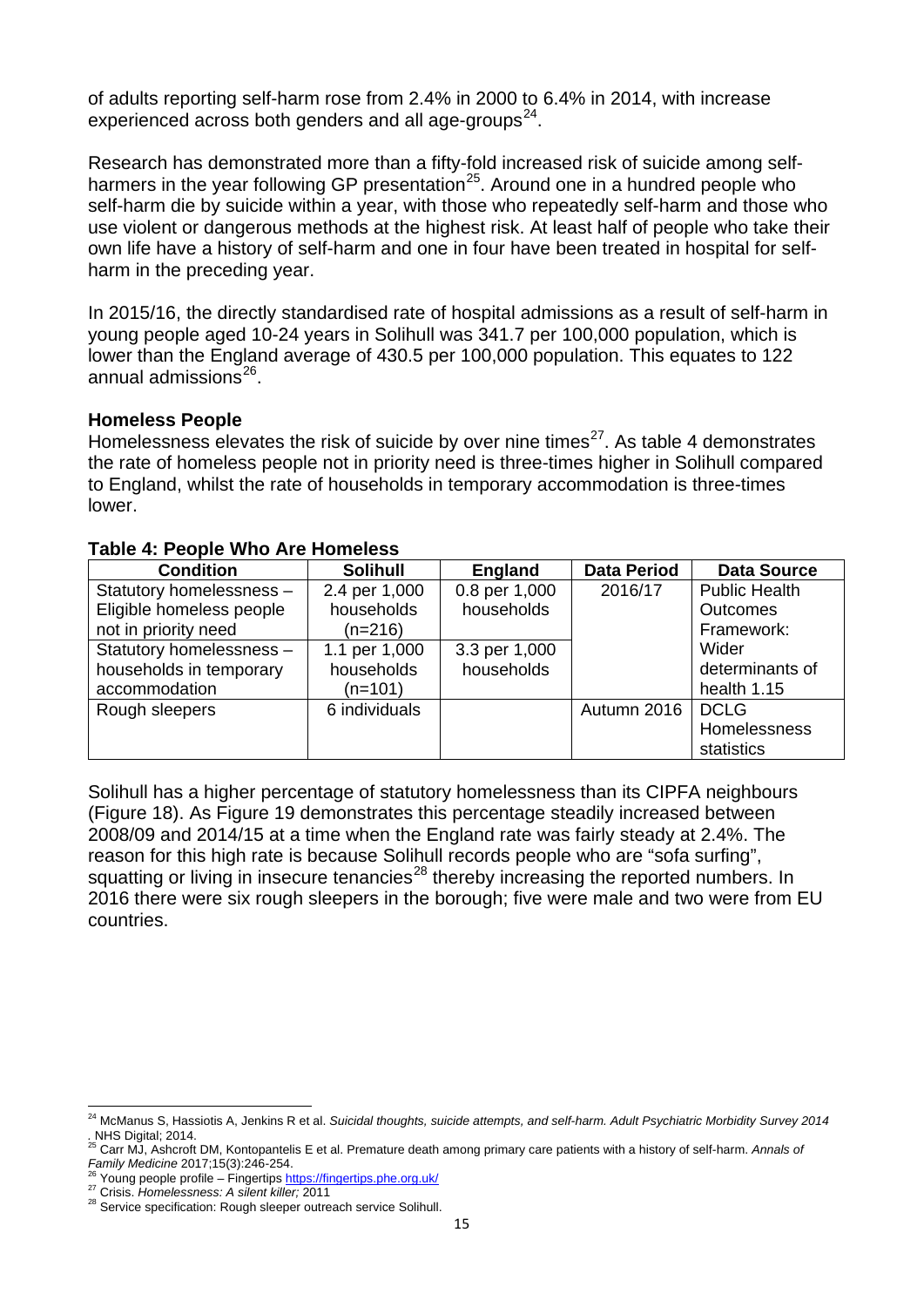of adults reporting self-harm rose from 2.4% in 2000 to 6.4% in 2014, with increase experienced across both genders and all age-groups[24].

Research has demonstrated more than a fifty-fold increased risk of suicide among self-harmers in the year following GP presentation[25]. Around one in a hundred people who self-harm die by suicide within a year, with those who repeatedly self-harm and those who use violent or dangerous methods at the highest risk. At least half of people who take their own life have a history of self-harm and one in four have been treated in hospital for self-harm in the preceding year.

In 2015/16, the directly standardised rate of hospital admissions as a result of self-harm in young people aged 10-24 years in Solihull was 341.7 per 100,000 population, which is lower than the England average of 430.5 per 100,000 population. This equates to 122 annual admissions[26].

**Homeless People**

Homelessness elevates the risk of suicide by over nine times[27]. As table 4 demonstrates the rate of homeless people not in priority need is three-times higher in Solihull compared to England, whilst the rate of households in temporary accommodation is three-times lower.

**Table 4: People Who Are Homeless**

| Condition | Solihull | England | Data Period | Data Source |
|---|---|---|---|---|
| Statutory homelessness – Eligible homeless people not in priority need | 2.4 per 1,000 households (n=216) | 0.8 per 1,000 households | 2016/17 | Public Health Outcomes Framework: Wider determinants of health 1.15 |
| Statutory homelessness – households in temporary accommodation | 1.1 per 1,000 households (n=101) | 3.3 per 1,000 households | | |
| Rough sleepers | 6 individuals | | Autumn 2016 | DCLG Homelessness statistics |

Solihull has a higher percentage of statutory homelessness than its CIPFA neighbours (Figure 18). As Figure 19 demonstrates this percentage steadily increased between 2008/09 and 2014/15 at a time when the England rate was fairly steady at 2.4%. The reason for this high rate is because Solihull records people who are "sofa surfing", squatting or living in insecure tenancies[28] thereby increasing the reported numbers. In 2016 there were six rough sleepers in the borough; five were male and two were from EU countries.

---

[24] McManus S, Hassiotis A, Jenkins R et al. *Suicidal thoughts, suicide attempts, and self-harm. Adult Psychiatric Morbidity Survey 2014*. NHS Digital; 2014.

[25] Carr MJ, Ashcroft DM, Kontopantelis E et al. Premature death among primary care patients with a history of self-harm. *Annals of Family Medicine* 2017;15(3):246-254.

[26] Young people profile – Fingertips https://fingertips.phe.org.uk/

[27] Crisis. *Homelessness: A silent killer;* 2011

[28] Service specification: Rough sleeper outreach service Solihull.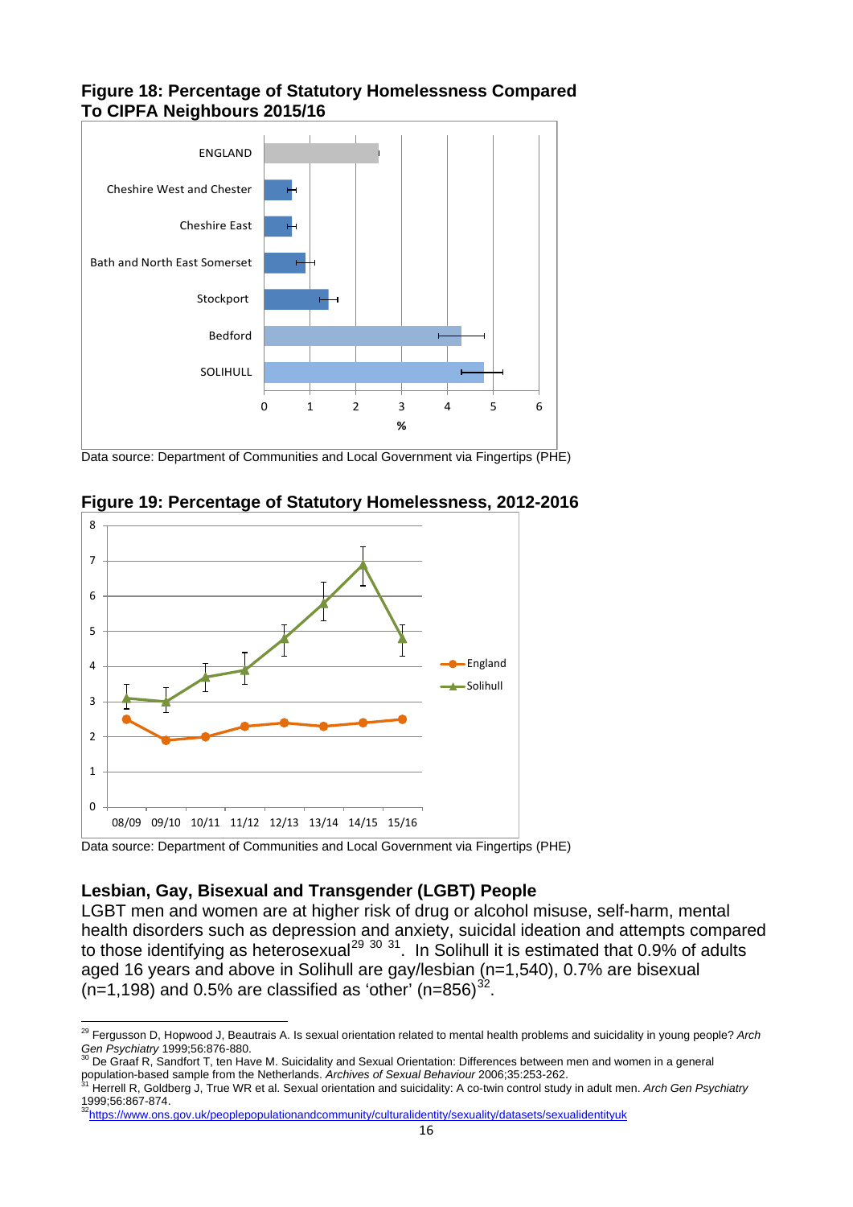**Figure 18: Percentage of Statutory Homelessness Compared To CIPFA Neighbours 2015/16**

Data source: Department of Communities and Local Government via Fingertips (PHE)

**Figure 19: Percentage of Statutory Homelessness, 2012-2016**

Data source: Department of Communities and Local Government via Fingertips (PHE)

### Lesbian, Gay, Bisexual and Transgender (LGBT) People

LGBT men and women are at higher risk of drug or alcohol misuse, self-harm, mental health disorders such as depression and anxiety, suicidal ideation and attempts compared to those identifying as heterosexual[29 30 31]. In Solihull it is estimated that 0.9% of adults aged 16 years and above in Solihull are gay/lesbian (n=1,540), 0.7% are bisexual (n=1,198) and 0.5% are classified as 'other' (n=856)[32].

---

[29] Fergusson D, Hopwood J, Beautrais A. Is sexual orientation related to mental health problems and suicidality in young people? *Arch Gen Psychiatry* 1999;56:876-880.

[30] De Graaf R, Sandfort T, ten Have M. Suicidality and Sexual Orientation: Differences between men and women in a general population-based sample from the Netherlands. *Archives of Sexual Behaviour* 2006;35:253-262.

[31] Herrell R, Goldberg J, True WR et al. Sexual orientation and suicidality: A co-twin control study in adult men. *Arch Gen Psychiatry* 1999;56:867-874.

[32] https://www.ons.gov.uk/peoplepopulationandcommunity/culturalidentity/sexuality/datasets/sexualidentityuk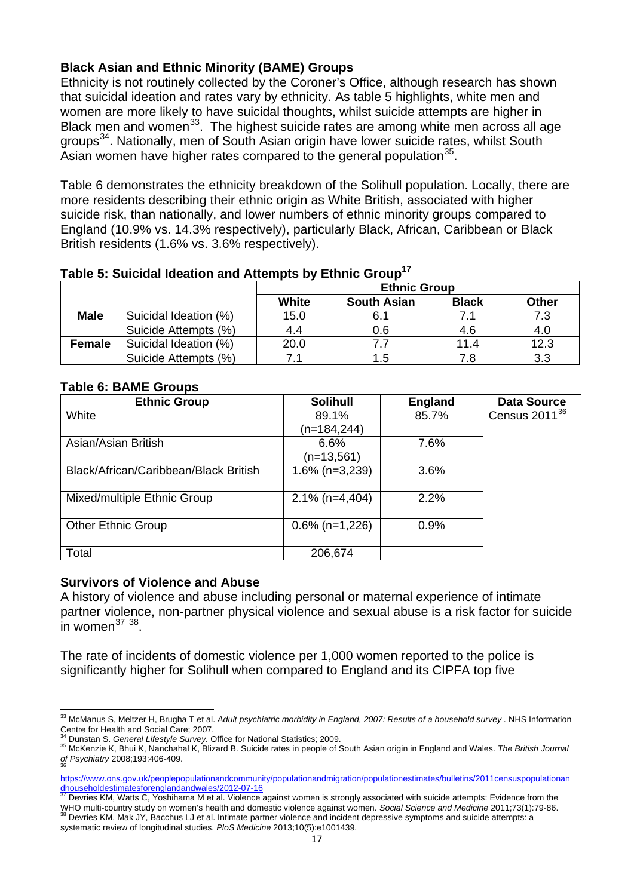## Black Asian and Ethnic Minority (BAME) Groups

Ethnicity is not routinely collected by the Coroner's Office, although research has shown that suicidal ideation and rates vary by ethnicity. As table 5 highlights, white men and women are more likely to have suicidal thoughts, whilst suicide attempts are higher in Black men and women[33]. The highest suicide rates are among white men across all age groups[34]. Nationally, men of South Asian origin have lower suicide rates, whilst South Asian women have higher rates compared to the general population[35].

Table 6 demonstrates the ethnicity breakdown of the Solihull population. Locally, there are more residents describing their ethnic origin as White British, associated with higher suicide risk, than nationally, and lower numbers of ethnic minority groups compared to England (10.9% vs. 14.3% respectively), particularly Black, African, Caribbean or Black British residents (1.6% vs. 3.6% respectively).

**Table 5: Suicidal Ideation and Attempts by Ethnic Group[17]**

| | | Ethnic Group | | | |
|---|---|---|---|---|---|
| | | **White** | **South Asian** | **Black** | **Other** |
| **Male** | Suicidal Ideation (%) | 15.0 | 6.1 | 7.1 | 7.3 |
| | Suicide Attempts (%) | 4.4 | 0.6 | 4.6 | 4.0 |
| **Female** | Suicidal Ideation (%) | 20.0 | 7.7 | 11.4 | 12.3 |
| | Suicide Attempts (%) | 7.1 | 1.5 | 7.8 | 3.3 |

**Table 6: BAME Groups**

| Ethnic Group | Solihull | England | Data Source |
|---|---|---|---|
| White | 89.1% (n=184,244) | 85.7% | Census 2011[36] |
| Asian/Asian British | 6.6% (n=13,561) | 7.6% | |
| Black/African/Caribbean/Black British | 1.6% (n=3,239) | 3.6% | |
| Mixed/multiple Ethnic Group | 2.1% (n=4,404) | 2.2% | |
| Other Ethnic Group | 0.6% (n=1,226) | 0.9% | |
| Total | 206,674 | | |

## Survivors of Violence and Abuse

A history of violence and abuse including personal or maternal experience of intimate partner violence, non-partner physical violence and sexual abuse is a risk factor for suicide in women[37] [38].

The rate of incidents of domestic violence per 1,000 women reported to the police is significantly higher for Solihull when compared to England and its CIPFA top five

---

[33] McManus S, Meltzer H, Brugha T et al. *Adult psychiatric morbidity in England, 2007: Results of a household survey* . NHS Information Centre for Health and Social Care; 2007.

[34] Dunstan S. *General Lifestyle Survey.* Office for National Statistics; 2009.

[35] McKenzie K, Bhui K, Nanchahal K, Blizard B. Suicide rates in people of South Asian origin in England and Wales. *The British Journal of Psychiatry* 2008;193:406-409.

[36] https://www.ons.gov.uk/peoplepopulationandcommunity/populationandmigration/populationestimates/bulletins/2011censuspopulationandhouseholdestimatesforenglandandwales/2012-07-16

[37] Devries KM, Watts C, Yoshihama M et al. Violence against women is strongly associated with suicide attempts: Evidence from the WHO multi-country study on women's health and domestic violence against women. *Social Science and Medicine* 2011;73(1):79-86.

[38] Devries KM, Mak JY, Bacchus LJ et al. Intimate partner violence and incident depressive symptoms and suicide attempts: a systematic review of longitudinal studies. *PloS Medicine* 2013;10(5):e1001439.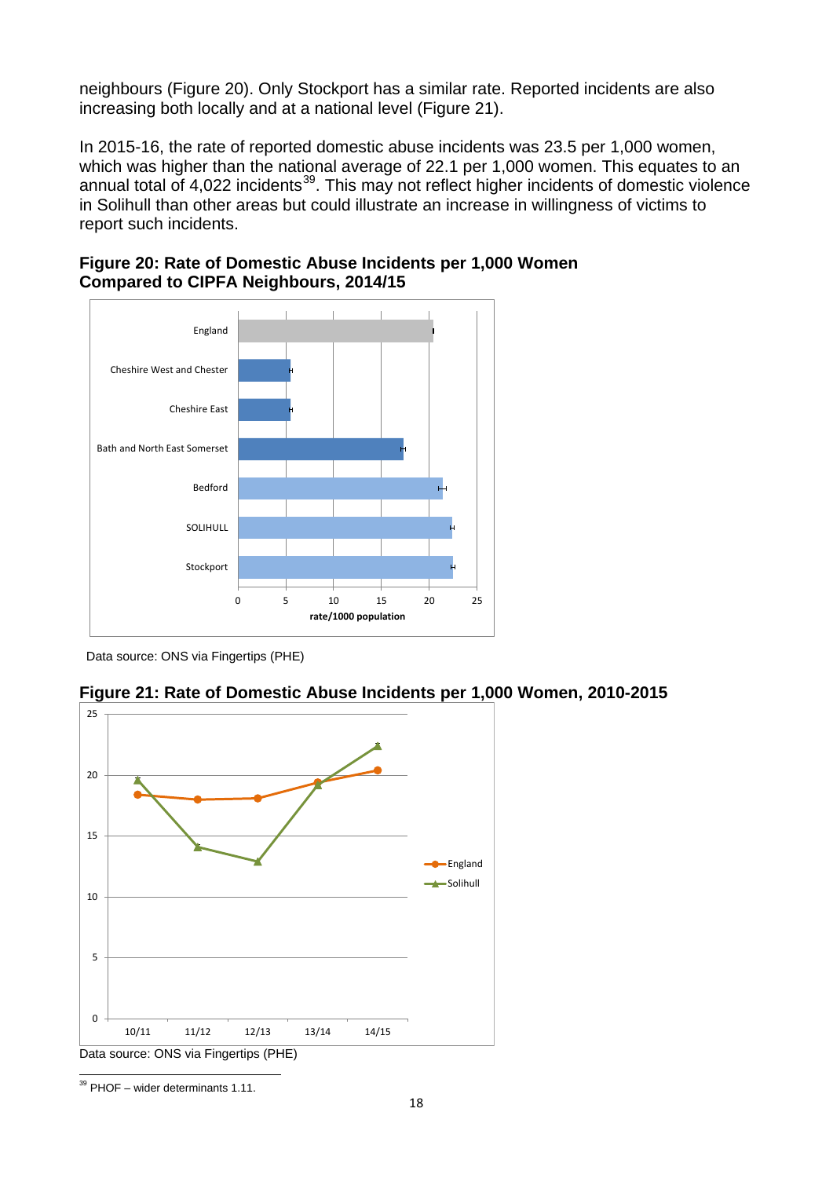neighbours (Figure 20). Only Stockport has a similar rate. Reported incidents are also increasing both locally and at a national level (Figure 21).

In 2015-16, the rate of reported domestic abuse incidents was 23.5 per 1,000 women, which was higher than the national average of 22.1 per 1,000 women. This equates to an annual total of 4,022 incidents[39]. This may not reflect higher incidents of domestic violence in Solihull than other areas but could illustrate an increase in willingness of victims to report such incidents.

**Figure 20: Rate of Domestic Abuse Incidents per 1,000 Women Compared to CIPFA Neighbours, 2014/15**

Data source: ONS via Fingertips (PHE)

**Figure 21: Rate of Domestic Abuse Incidents per 1,000 Women, 2010-2015**

Data source: ONS via Fingertips (PHE)

[39] PHOF – wider determinants 1.11.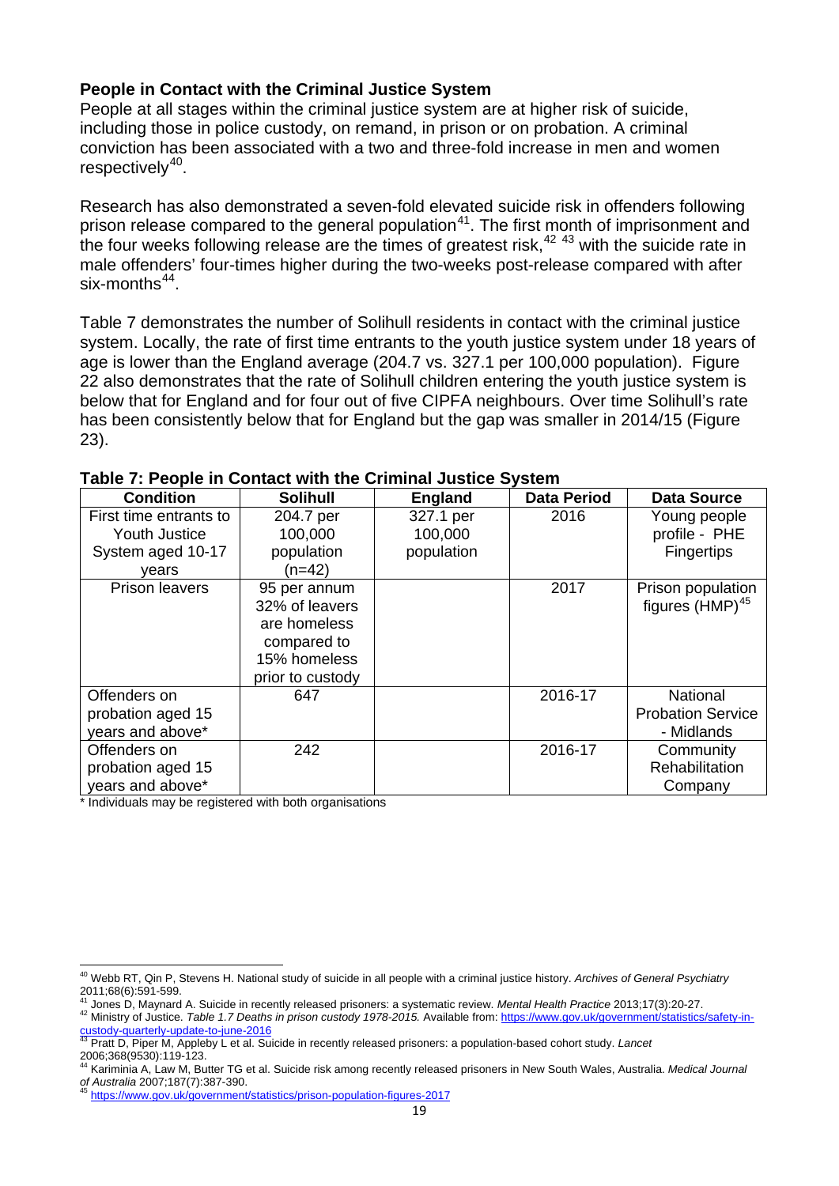**People in Contact with the Criminal Justice System**

People at all stages within the criminal justice system are at higher risk of suicide, including those in police custody, on remand, in prison or on probation. A criminal conviction has been associated with a two and three-fold increase in men and women respectively[40].

Research has also demonstrated a seven-fold elevated suicide risk in offenders following prison release compared to the general population[41]. The first month of imprisonment and the four weeks following release are the times of greatest risk,[42 43] with the suicide rate in male offenders' four-times higher during the two-weeks post-release compared with after six-months[44].

Table 7 demonstrates the number of Solihull residents in contact with the criminal justice system. Locally, the rate of first time entrants to the youth justice system under 18 years of age is lower than the England average (204.7 vs. 327.1 per 100,000 population). Figure 22 also demonstrates that the rate of Solihull children entering the youth justice system is below that for England and for four out of five CIPFA neighbours. Over time Solihull's rate has been consistently below that for England but the gap was smaller in 2014/15 (Figure 23).

**Table 7: People in Contact with the Criminal Justice System**

| Condition | Solihull | England | Data Period | Data Source |
|---|---|---|---|---|
| First time entrants to Youth Justice System aged 10-17 years | 204.7 per 100,000 population (n=42) | 327.1 per 100,000 population | 2016 | Young people profile - PHE Fingertips |
| Prison leavers | 95 per annum 32% of leavers are homeless compared to 15% homeless prior to custody | | 2017 | Prison population figures (HMP)[45] |
| Offenders on probation aged 15 years and above* | 647 | | 2016-17 | National Probation Service - Midlands |
| Offenders on probation aged 15 years and above* | 242 | | 2016-17 | Community Rehabilitation Company |

\* Individuals may be registered with both organisations

[40] Webb RT, Qin P, Stevens H. National study of suicide in all people with a criminal justice history. *Archives of General Psychiatry* 2011;68(6):591-599.

[41] Jones D, Maynard A. Suicide in recently released prisoners: a systematic review. *Mental Health Practice* 2013;17(3):20-27.

[42] Ministry of Justice. *Table 1.7 Deaths in prison custody 1978-2015.* Available from: https://www.gov.uk/government/statistics/safety-in-custody-quarterly-update-to-june-2016

[43] Pratt D, Piper M, Appleby L et al. Suicide in recently released prisoners: a population-based cohort study. *Lancet* 2006;368(9530):119-123.

[44] Kariminia A, Law M, Butter TG et al. Suicide risk among recently released prisoners in New South Wales, Australia. *Medical Journal of Australia* 2007;187(7):387-390.

[45] https://www.gov.uk/government/statistics/prison-population-figures-2017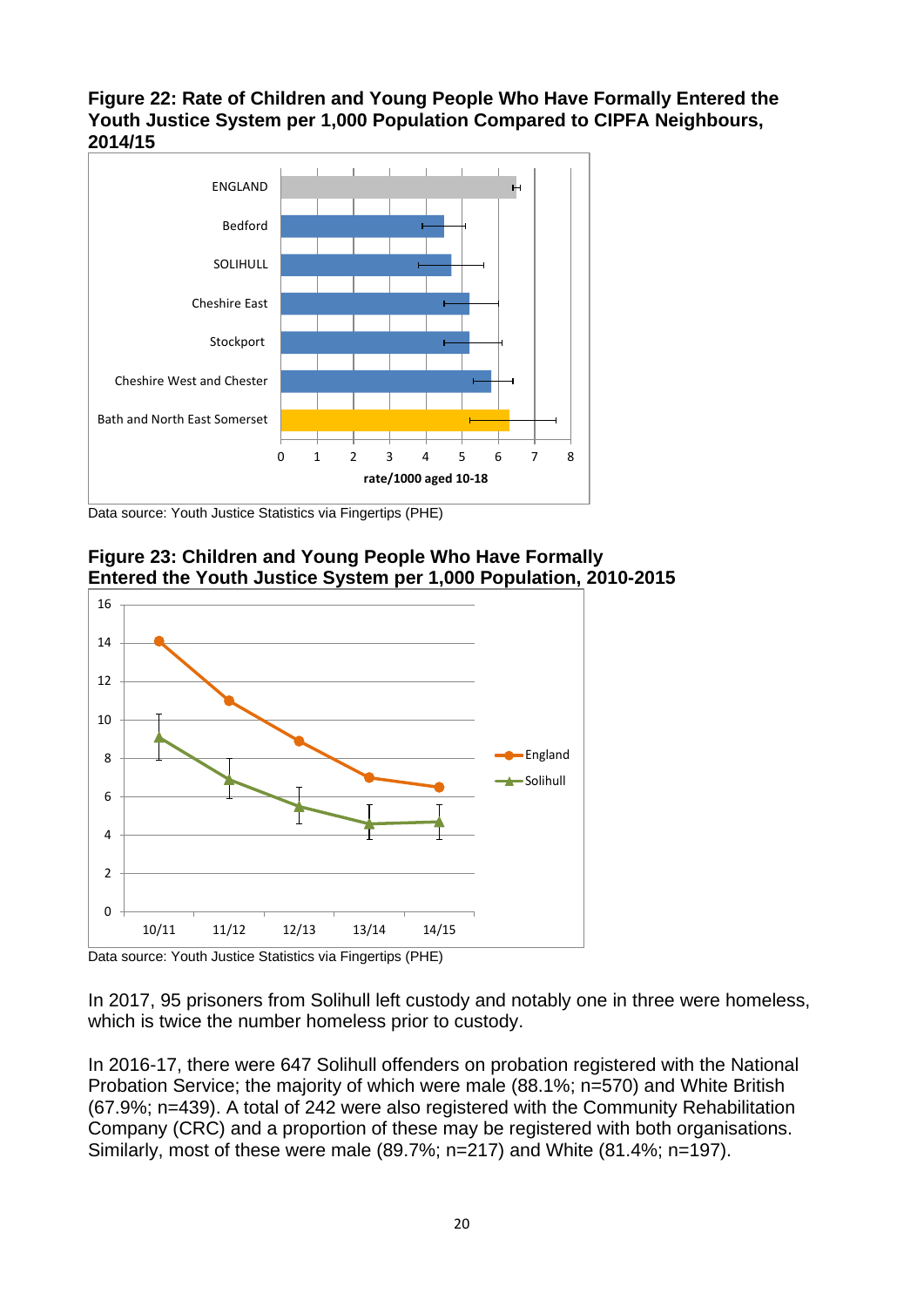**Figure 22: Rate of Children and Young People Who Have Formally Entered the Youth Justice System per 1,000 Population Compared to CIPFA Neighbours, 2014/15**

Data source: Youth Justice Statistics via Fingertips (PHE)

**Figure 23: Children and Young People Who Have Formally Entered the Youth Justice System per 1,000 Population, 2010-2015**

Data source: Youth Justice Statistics via Fingertips (PHE)

In 2017, 95 prisoners from Solihull left custody and notably one in three were homeless, which is twice the number homeless prior to custody.

In 2016-17, there were 647 Solihull offenders on probation registered with the National Probation Service; the majority of which were male (88.1%; n=570) and White British (67.9%; n=439). A total of 242 were also registered with the Community Rehabilitation Company (CRC) and a proportion of these may be registered with both organisations. Similarly, most of these were male (89.7%; n=217) and White (81.4%; n=197).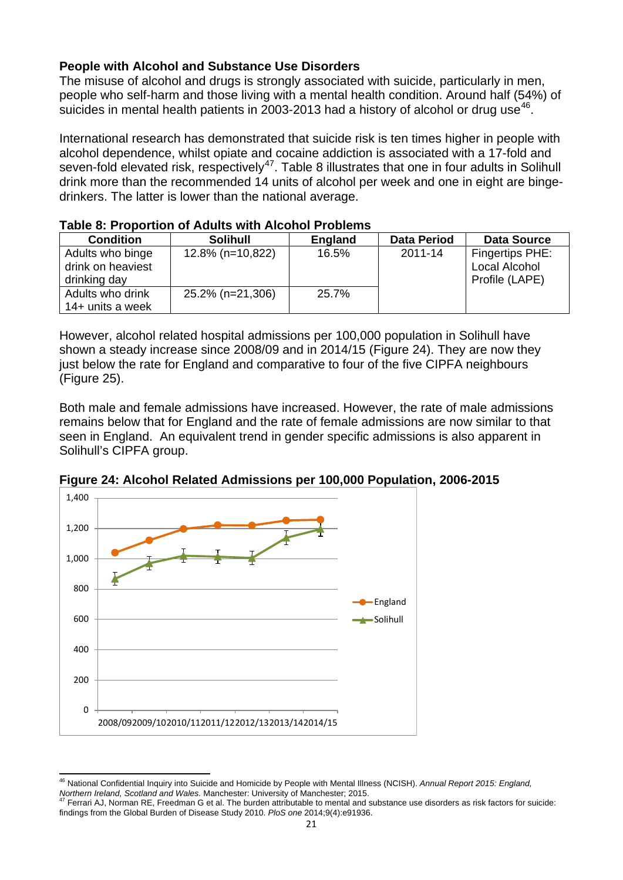### People with Alcohol and Substance Use Disorders

The misuse of alcohol and drugs is strongly associated with suicide, particularly in men, people who self-harm and those living with a mental health condition. Around half (54%) of suicides in mental health patients in 2003-2013 had a history of alcohol or drug use[46].

International research has demonstrated that suicide risk is ten times higher in people with alcohol dependence, whilst opiate and cocaine addiction is associated with a 17-fold and seven-fold elevated risk, respectively[47]. Table 8 illustrates that one in four adults in Solihull drink more than the recommended 14 units of alcohol per week and one in eight are binge-drinkers. The latter is lower than the national average.

**Table 8: Proportion of Adults with Alcohol Problems**

| Condition | Solihull | England | Data Period | Data Source |
|---|---|---|---|---|
| Adults who binge drink on heaviest drinking day | 12.8% (n=10,822) | 16.5% | 2011-14 | Fingertips PHE: Local Alcohol Profile (LAPE) |
| Adults who drink 14+ units a week | 25.2% (n=21,306) | 25.7% | | |

However, alcohol related hospital admissions per 100,000 population in Solihull have shown a steady increase since 2008/09 and in 2014/15 (Figure 24). They are now they just below the rate for England and comparative to four of the five CIPFA neighbours (Figure 25).

Both male and female admissions have increased. However, the rate of male admissions remains below that for England and the rate of female admissions are now similar to that seen in England. An equivalent trend in gender specific admissions is also apparent in Solihull's CIPFA group.

**Figure 24: Alcohol Related Admissions per 100,000 Population, 2006-2015**

---

[46] National Confidential Inquiry into Suicide and Homicide by People with Mental Illness (NCISH). *Annual Report 2015: England, Northern Ireland, Scotland and Wales.* Manchester: University of Manchester; 2015.

[47] Ferrari AJ, Norman RE, Freedman G et al. The burden attributable to mental and substance use disorders as risk factors for suicide: findings from the Global Burden of Disease Study 2010. *PloS one* 2014;9(4):e91936.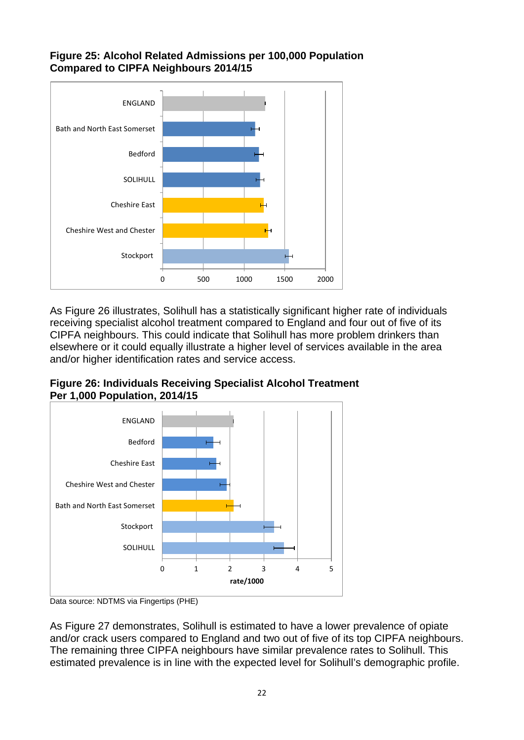**Figure 25: Alcohol Related Admissions per 100,000 Population Compared to CIPFA Neighbours 2014/15**

As Figure 26 illustrates, Solihull has a statistically significant higher rate of individuals receiving specialist alcohol treatment compared to England and four out of five of its CIPFA neighbours. This could indicate that Solihull has more problem drinkers than elsewhere or it could equally illustrate a higher level of services available in the area and/or higher identification rates and service access.

**Figure 26: Individuals Receiving Specialist Alcohol Treatment Per 1,000 Population, 2014/15**

Data source: NDTMS via Fingertips (PHE)

As Figure 27 demonstrates, Solihull is estimated to have a lower prevalence of opiate and/or crack users compared to England and two out of five of its top CIPFA neighbours. The remaining three CIPFA neighbours have similar prevalence rates to Solihull. This estimated prevalence is in line with the expected level for Solihull's demographic profile.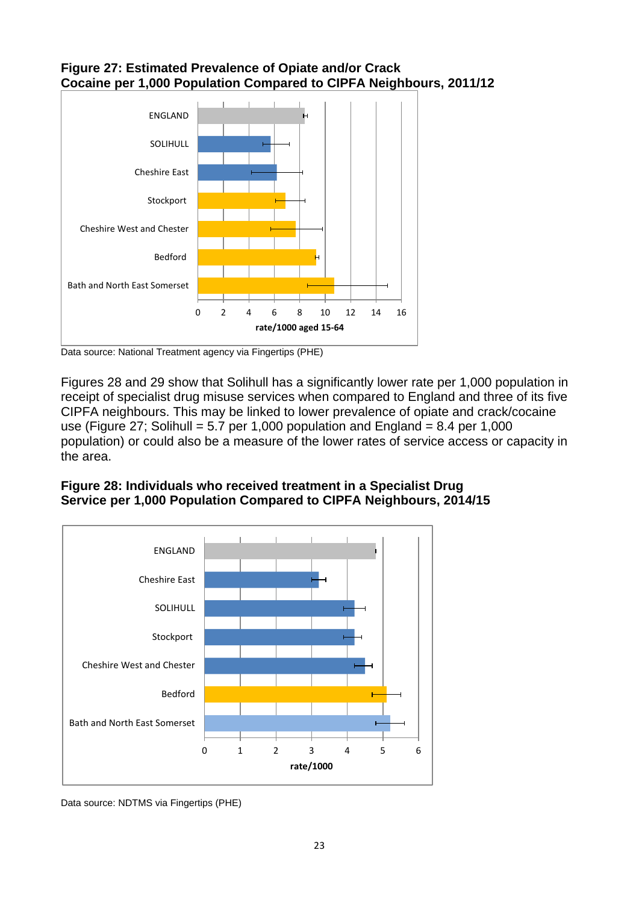**Figure 27: Estimated Prevalence of Opiate and/or Crack Cocaine per 1,000 Population Compared to CIPFA Neighbours, 2011/12**

Data source: National Treatment agency via Fingertips (PHE)

Figures 28 and 29 show that Solihull has a significantly lower rate per 1,000 population in receipt of specialist drug misuse services when compared to England and three of its five CIPFA neighbours. This may be linked to lower prevalence of opiate and crack/cocaine use (Figure 27; Solihull = 5.7 per 1,000 population and England = 8.4 per 1,000 population) or could also be a measure of the lower rates of service access or capacity in the area.

**Figure 28: Individuals who received treatment in a Specialist Drug Service per 1,000 Population Compared to CIPFA Neighbours, 2014/15**

Data source: NDTMS via Fingertips (PHE)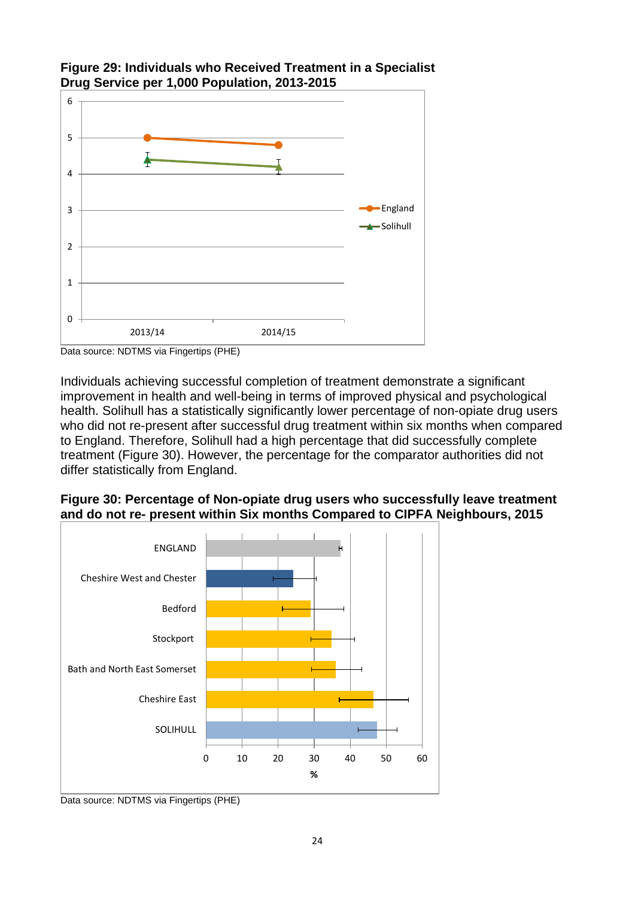**Figure 29: Individuals who Received Treatment in a Specialist Drug Service per 1,000 Population, 2013-2015**

Data source: NDTMS via Fingertips (PHE)

Individuals achieving successful completion of treatment demonstrate a significant improvement in health and well-being in terms of improved physical and psychological health. Solihull has a statistically significantly lower percentage of non-opiate drug users who did not re-present after successful drug treatment within six months when compared to England. Therefore, Solihull had a high percentage that did successfully complete treatment (Figure 30). However, the percentage for the comparator authorities did not differ statistically from England.

**Figure 30: Percentage of Non-opiate drug users who successfully leave treatment and do not re- present within Six months Compared to CIPFA Neighbours, 2015**

Data source: NDTMS via Fingertips (PHE)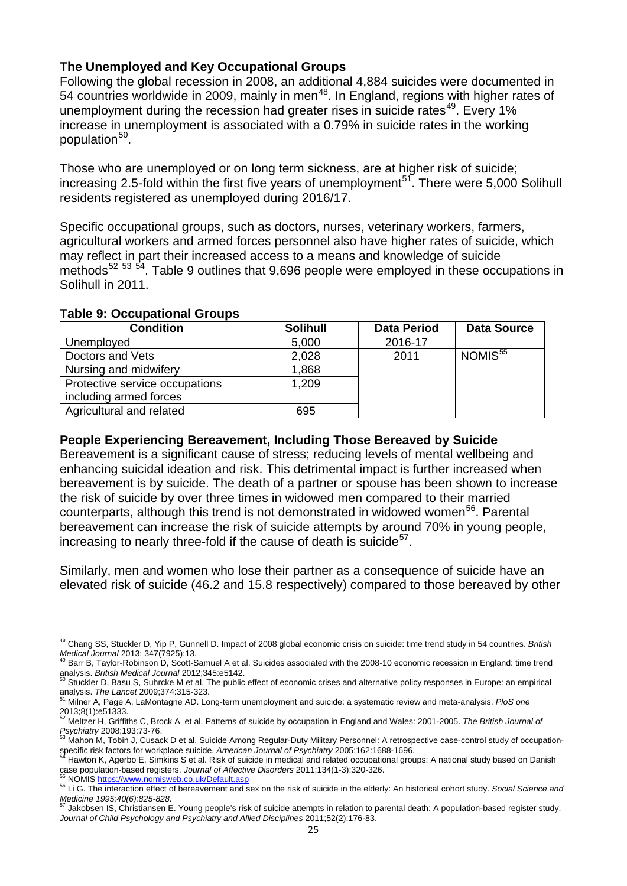### The Unemployed and Key Occupational Groups

Following the global recession in 2008, an additional 4,884 suicides were documented in 54 countries worldwide in 2009, mainly in men[48]. In England, regions with higher rates of unemployment during the recession had greater rises in suicide rates[49]. Every 1% increase in unemployment is associated with a 0.79% in suicide rates in the working population[50].

Those who are unemployed or on long term sickness, are at higher risk of suicide; increasing 2.5-fold within the first five years of unemployment[51]. There were 5,000 Solihull residents registered as unemployed during 2016/17.

Specific occupational groups, such as doctors, nurses, veterinary workers, farmers, agricultural workers and armed forces personnel also have higher rates of suicide, which may reflect in part their increased access to a means and knowledge of suicide methods[52 53 54]. Table 9 outlines that 9,696 people were employed in these occupations in Solihull in 2011.

**Table 9: Occupational Groups**

| Condition | Solihull | Data Period | Data Source |
|---|---|---|---|
| Unemployed | 5,000 | 2016-17 | |
| Doctors and Vets | 2,028 | 2011 | NOMIS[55] |
| Nursing and midwifery | 1,868 | | |
| Protective service occupations including armed forces | 1,209 | | |
| Agricultural and related | 695 | | |

### People Experiencing Bereavement, Including Those Bereaved by Suicide

Bereavement is a significant cause of stress; reducing levels of mental wellbeing and enhancing suicidal ideation and risk. This detrimental impact is further increased when bereavement is by suicide. The death of a partner or spouse has been shown to increase the risk of suicide by over three times in widowed men compared to their married counterparts, although this trend is not demonstrated in widowed women[56]. Parental bereavement can increase the risk of suicide attempts by around 70% in young people, increasing to nearly three-fold if the cause of death is suicide[57].

Similarly, men and women who lose their partner as a consequence of suicide have an elevated risk of suicide (46.2 and 15.8 respectively) compared to those bereaved by other

---

[48] Chang SS, Stuckler D, Yip P, Gunnell D. Impact of 2008 global economic crisis on suicide: time trend study in 54 countries. *British Medical Journal* 2013; 347(7925):13.

[49] Barr B, Taylor-Robinson D, Scott-Samuel A et al. Suicides associated with the 2008-10 economic recession in England: time trend analysis. *British Medical Journal* 2012;345:e5142.

[50] Stuckler D, Basu S, Suhrcke M et al. The public effect of economic crises and alternative policy responses in Europe: an empirical analysis. *The Lancet* 2009;374:315-323.

[51] Milner A, Page A, LaMontagne AD. Long-term unemployment and suicide: a systematic review and meta-analysis. *PloS one* 2013;8(1):e51333.

[52] Meltzer H, Griffiths C, Brock A et al. Patterns of suicide by occupation in England and Wales: 2001-2005. *The British Journal of Psychiatry* 2008;193:73-76.

[53] Mahon M, Tobin J, Cusack D et al. Suicide Among Regular-Duty Military Personnel: A retrospective case-control study of occupation-specific risk factors for workplace suicide. *American Journal of Psychiatry* 2005;162:1688-1696.

[54] Hawton K, Agerbo E, Simkins S et al. Risk of suicide in medical and related occupational groups: A national study based on Danish case population-based registers. *Journal of Affective Disorders* 2011;134(1-3):320-326.

[55] NOMIS https://www.nomisweb.co.uk/Default.asp

[56] Li G. The interaction effect of bereavement and sex on the risk of suicide in the elderly: An historical cohort study. *Social Science and Medicine 1995;40(6):825-828.*

[57] Jakobsen IS, Christiansen E. Young people's risk of suicide attempts in relation to parental death: A population-based register study. *Journal of Child Psychology and Psychiatry and Allied Disciplines* 2011;52(2):176-83.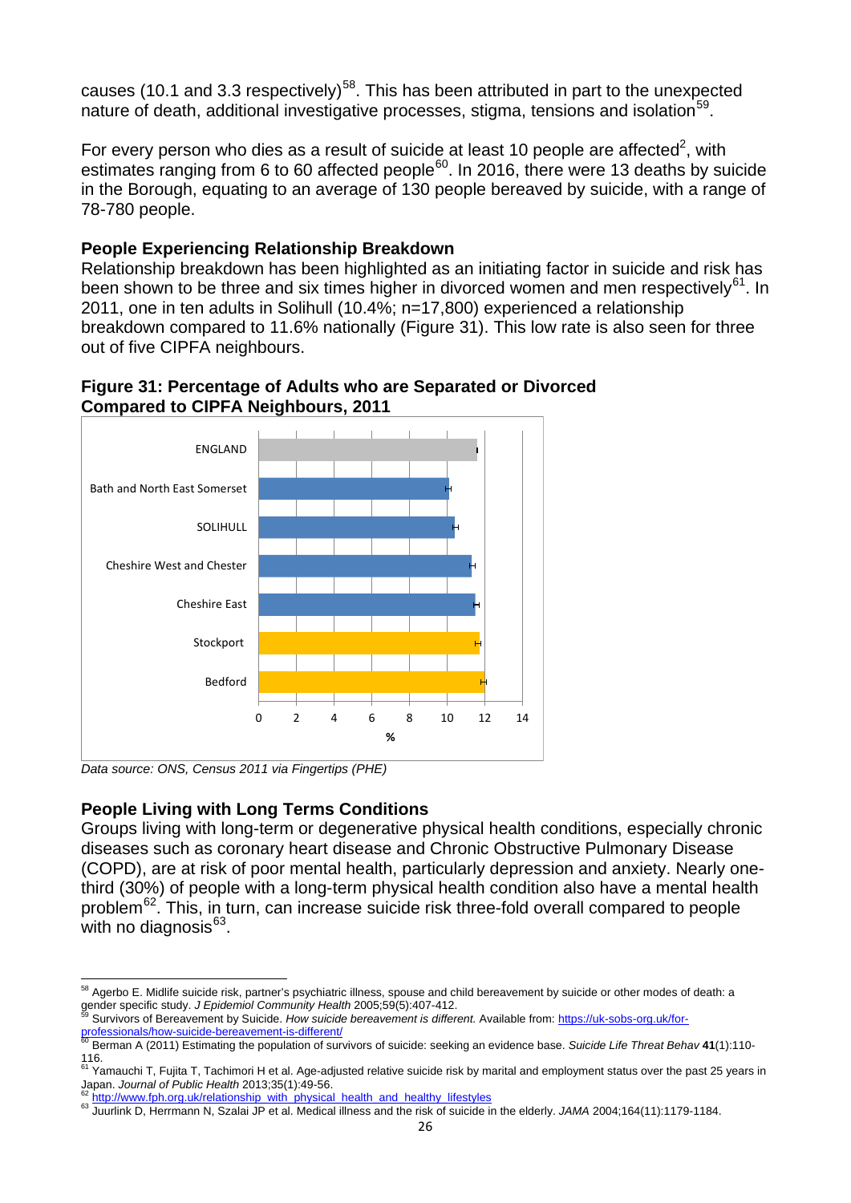causes (10.1 and 3.3 respectively)[58]. This has been attributed in part to the unexpected nature of death, additional investigative processes, stigma, tensions and isolation[59].

For every person who dies as a result of suicide at least 10 people are affected[2], with estimates ranging from 6 to 60 affected people[60]. In 2016, there were 13 deaths by suicide in the Borough, equating to an average of 130 people bereaved by suicide, with a range of 78-780 people.

**People Experiencing Relationship Breakdown**

Relationship breakdown has been highlighted as an initiating factor in suicide and risk has been shown to be three and six times higher in divorced women and men respectively[61]. In 2011, one in ten adults in Solihull (10.4%; n=17,800) experienced a relationship breakdown compared to 11.6% nationally (Figure 31). This low rate is also seen for three out of five CIPFA neighbours.

**Figure 31: Percentage of Adults who are Separated or Divorced Compared to CIPFA Neighbours, 2011**

*Data source: ONS, Census 2011 via Fingertips (PHE)*

**People Living with Long Terms Conditions**

Groups living with long-term or degenerative physical health conditions, especially chronic diseases such as coronary heart disease and Chronic Obstructive Pulmonary Disease (COPD), are at risk of poor mental health, particularly depression and anxiety. Nearly one-third (30%) of people with a long-term physical health condition also have a mental health problem[62]. This, in turn, can increase suicide risk three-fold overall compared to people with no diagnosis[63].

---

[58] Agerbo E. Midlife suicide risk, partner's psychiatric illness, spouse and child bereavement by suicide or other modes of death: a gender specific study. *J Epidemiol Community Health* 2005;59(5):407-412.

[59] Survivors of Bereavement by Suicide. *How suicide bereavement is different.* Available from: https://uk-sobs-org.uk/for-professionals/how-suicide-bereavement-is-different/

[60] Berman A (2011) Estimating the population of survivors of suicide: seeking an evidence base. *Suicide Life Threat Behav* **41**(1):110-116.

[61] Yamauchi T, Fujita T, Tachimori H et al. Age-adjusted relative suicide risk by marital and employment status over the past 25 years in Japan. *Journal of Public Health* 2013;35(1):49-56.

[62] http://www.fph.org.uk/relationship_with_physical_health_and_healthy_lifestyles

[63] Juurlink D, Herrmann N, Szalai JP et al. Medical illness and the risk of suicide in the elderly. *JAMA* 2004;164(11):1179-1184.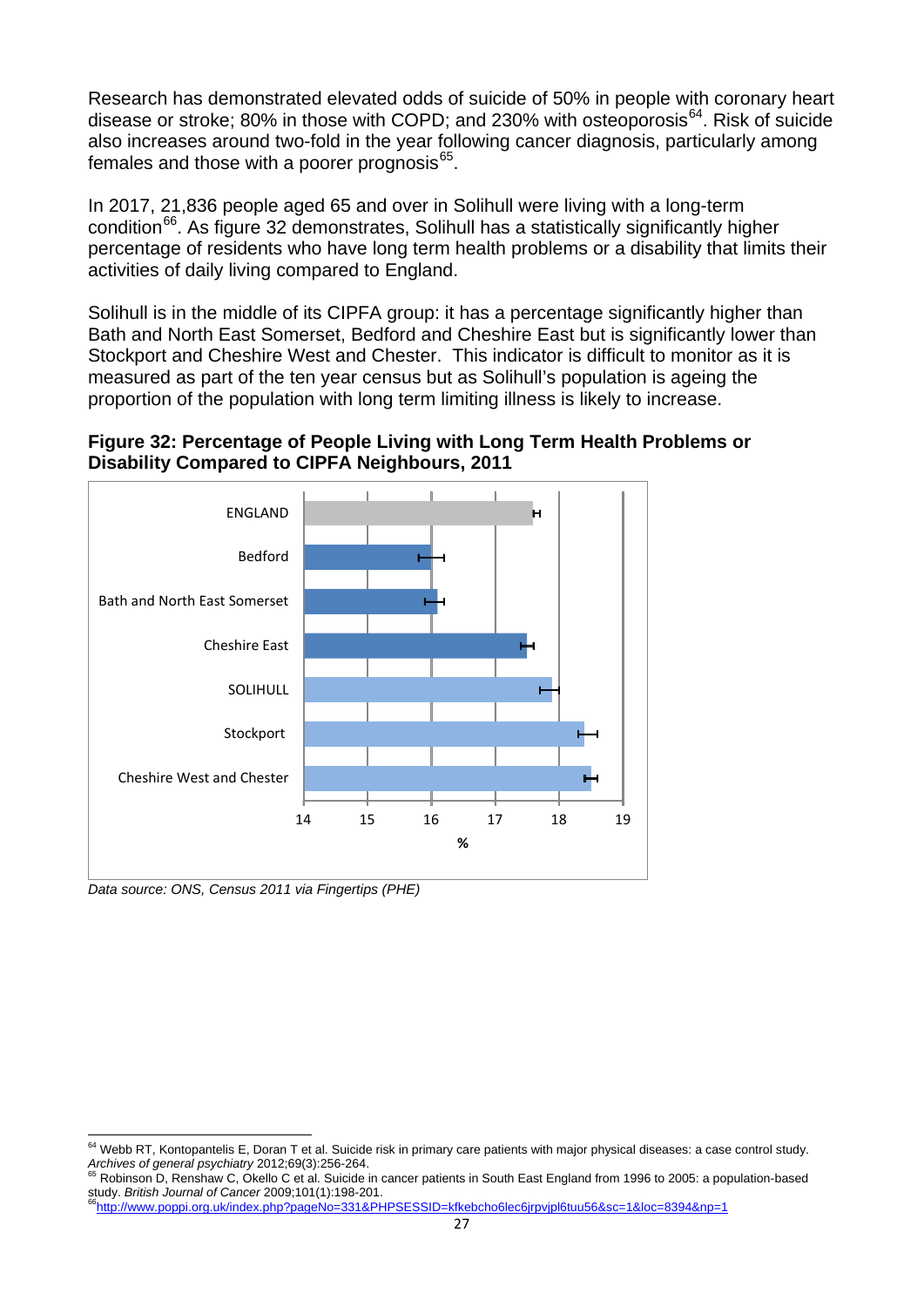Research has demonstrated elevated odds of suicide of 50% in people with coronary heart disease or stroke; 80% in those with COPD; and 230% with osteoporosis[64]. Risk of suicide also increases around two-fold in the year following cancer diagnosis, particularly among females and those with a poorer prognosis[65].

In 2017, 21,836 people aged 65 and over in Solihull were living with a long-term condition[66]. As figure 32 demonstrates, Solihull has a statistically significantly higher percentage of residents who have long term health problems or a disability that limits their activities of daily living compared to England.

Solihull is in the middle of its CIPFA group: it has a percentage significantly higher than Bath and North East Somerset, Bedford and Cheshire East but is significantly lower than Stockport and Cheshire West and Chester. This indicator is difficult to monitor as it is measured as part of the ten year census but as Solihull's population is ageing the proportion of the population with long term limiting illness is likely to increase.

**Figure 32: Percentage of People Living with Long Term Health Problems or Disability Compared to CIPFA Neighbours, 2011**

| Area | % |
|---|---|
| ENGLAND | ~17.6 |
| Bedford | ~16.0 |
| Bath and North East Somerset | ~16.1 |
| Cheshire East | ~17.5 |
| SOLIHULL | ~17.9 |
| Stockport | ~18.4 |
| Cheshire West and Chester | ~18.5 |

*Data source: ONS, Census 2011 via Fingertips (PHE)*

---

[64] Webb RT, Kontopantelis E, Doran T et al. Suicide risk in primary care patients with major physical diseases: a case control study. *Archives of general psychiatry* 2012;69(3):256-264.

[65] Robinson D, Renshaw C, Okello C et al. Suicide in cancer patients in South East England from 1996 to 2005: a population-based study. *British Journal of Cancer* 2009;101(1):198-201.

[66] http://www.poppi.org.uk/index.php?pageNo=331&PHPSESSID=kfkebcho6lec6jrpvjpl6tuu56&sc=1&loc=8394&np=1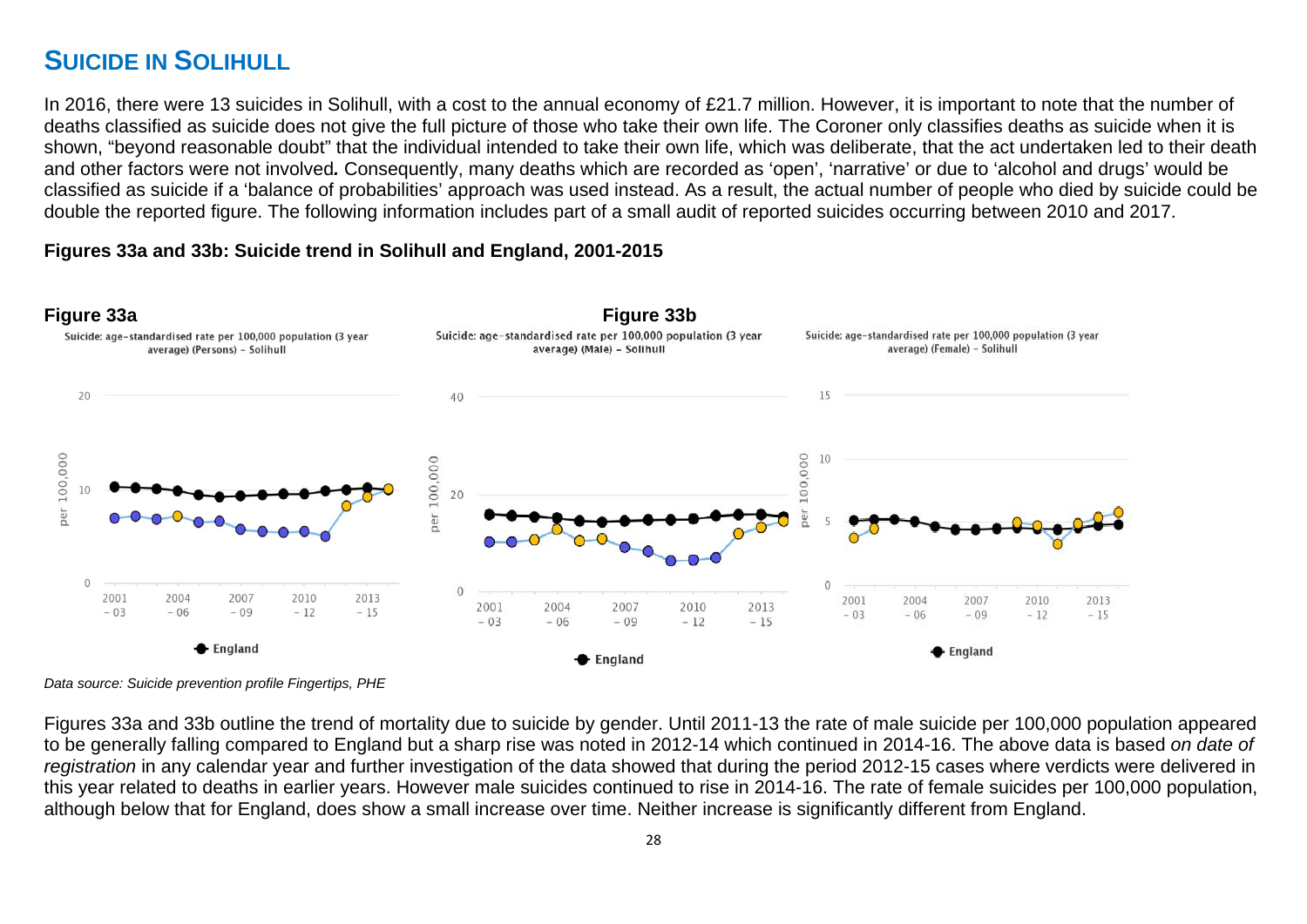## SUICIDE IN SOLIHULL

In 2016, there were 13 suicides in Solihull, with a cost to the annual economy of £21.7 million. However, it is important to note that the number of deaths classified as suicide does not give the full picture of those who take their own life. The Coroner only classifies deaths as suicide when it is shown, "beyond reasonable doubt" that the individual intended to take their own life, which was deliberate, that the act undertaken led to their death and other factors were not involved*.* Consequently, many deaths which are recorded as 'open', 'narrative' or due to 'alcohol and drugs' would be classified as suicide if a 'balance of probabilities' approach was used instead. As a result, the actual number of people who died by suicide could be double the reported figure. The following information includes part of a small audit of reported suicides occurring between 2010 and 2017.

**Figures 33a and 33b: Suicide trend in Solihull and England, 2001-2015**

**Figure 33a**

Suicide: age-standardised rate per 100,000 population (3 year average) (Persons) - Solihull

**Figure 33b**

Suicide: age-standardised rate per 100,000 population (3 year average) (Male) - Solihull

Suicide: age-standardised rate per 100,000 population (3 year average) (Female) - Solihull

*Data source: Suicide prevention profile Fingertips, PHE*

Figures 33a and 33b outline the trend of mortality due to suicide by gender. Until 2011-13 the rate of male suicide per 100,000 population appeared to be generally falling compared to England but a sharp rise was noted in 2012-14 which continued in 2014-16. The above data is based *on date of registration* in any calendar year and further investigation of the data showed that during the period 2012-15 cases where verdicts were delivered in this year related to deaths in earlier years. However male suicides continued to rise in 2014-16. The rate of female suicides per 100,000 population, although below that for England, does show a small increase over time. Neither increase is significantly different from England.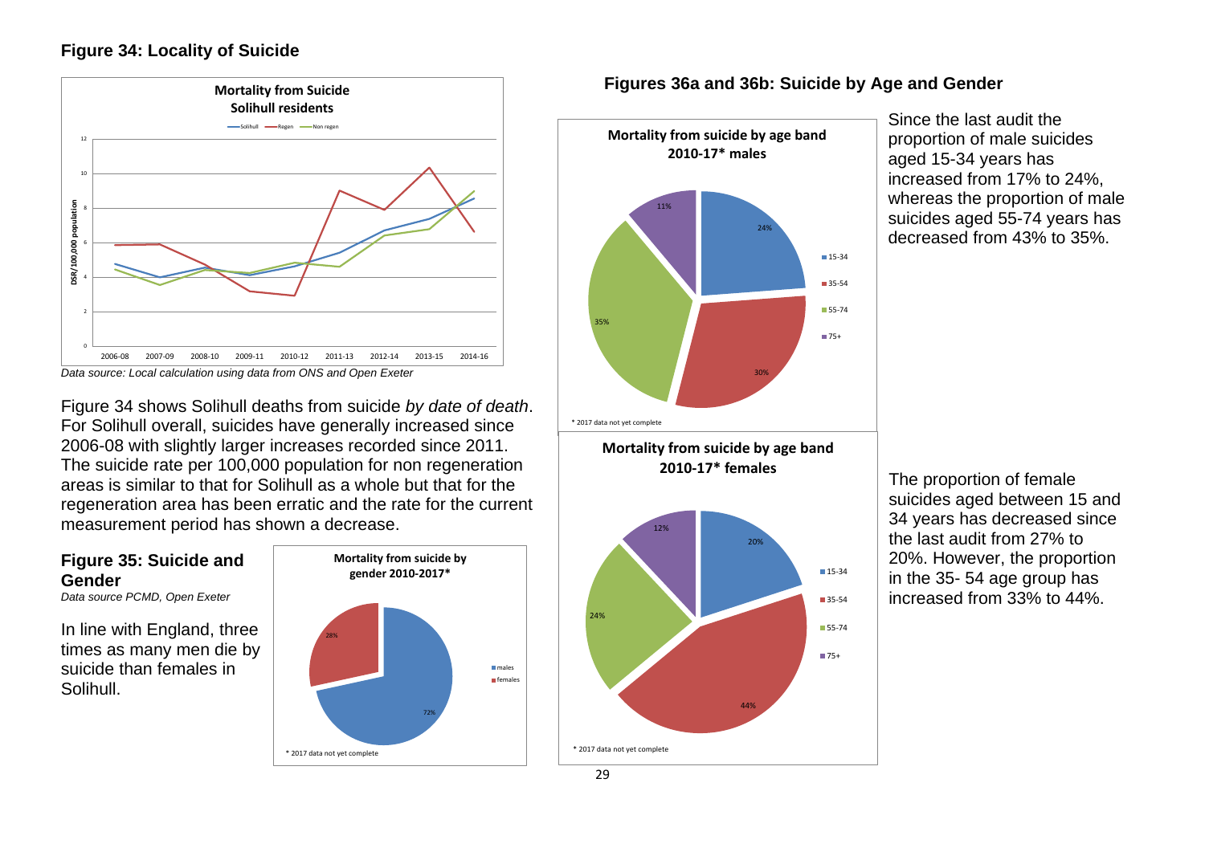## Figure 34: Locality of Suicide

*Data source: Local calculation using data from ONS and Open Exeter*

Figure 34 shows Solihull deaths from suicide *by date of death*. For Solihull overall, suicides have generally increased since 2006-08 with slightly larger increases recorded since 2011. The suicide rate per 100,000 population for non regeneration areas is similar to that for Solihull as a whole but that for the regeneration area has been erratic and the rate for the current measurement period has shown a decrease.

## Figure 35: Suicide and Gender

*Data source PCMD, Open Exeter*

In line with England, three times as many men die by suicide than females in Solihull.

## Figures 36a and 36b: Suicide by Age and Gender

Since the last audit the proportion of male suicides aged 15-34 years has increased from 17% to 24%, whereas the proportion of male suicides aged 55-74 years has decreased from 43% to 35%.

The proportion of female suicides aged between 15 and 34 years has decreased since the last audit from 27% to 20%. However, the proportion in the 35- 54 age group has increased from 33% to 44%.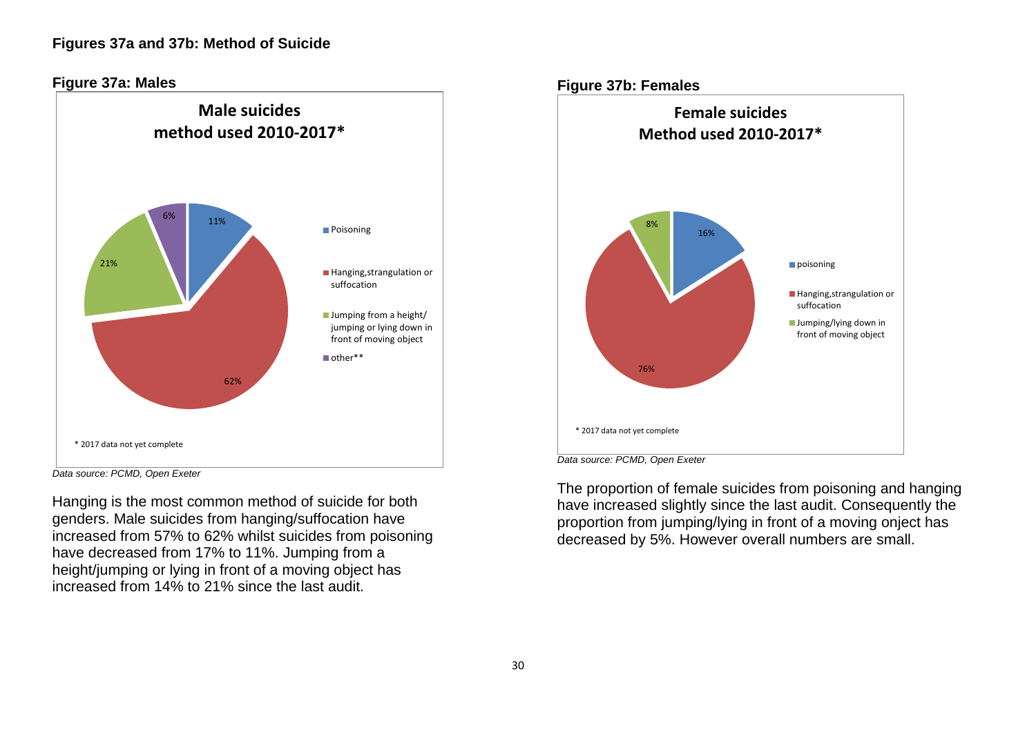**Figures 37a and 37b: Method of Suicide**

**Figure 37a: Males**

**Male suicides method used 2010-2017***

| Method | % |
| --- | --- |
| Poisoning | 11% |
| Hanging,strangulation or suffocation | 62% |
| Jumping from a height/ jumping or lying down in front of moving object | 21% |
| other** | 6% |

* 2017 data not yet complete

*Data source: PCMD, Open Exeter*

Hanging is the most common method of suicide for both genders. Male suicides from hanging/suffocation have increased from 57% to 62% whilst suicides from poisoning have decreased from 17% to 11%. Jumping from a height/jumping or lying in front of a moving object has increased from 14% to 21% since the last audit.

**Figure 37b: Females**

**Female suicides Method used 2010-2017***

| Method | % |
| --- | --- |
| poisoning | 16% |
| Hanging,strangulation or suffocation | 76% |
| Jumping/lying down in front of moving object | 8% |

* 2017 data not yet complete

*Data source: PCMD, Open Exeter*

The proportion of female suicides from poisoning and hanging have increased slightly since the last audit. Consequently the proportion from jumping/lying in front of a moving onject has decreased by 5%. However overall numbers are small.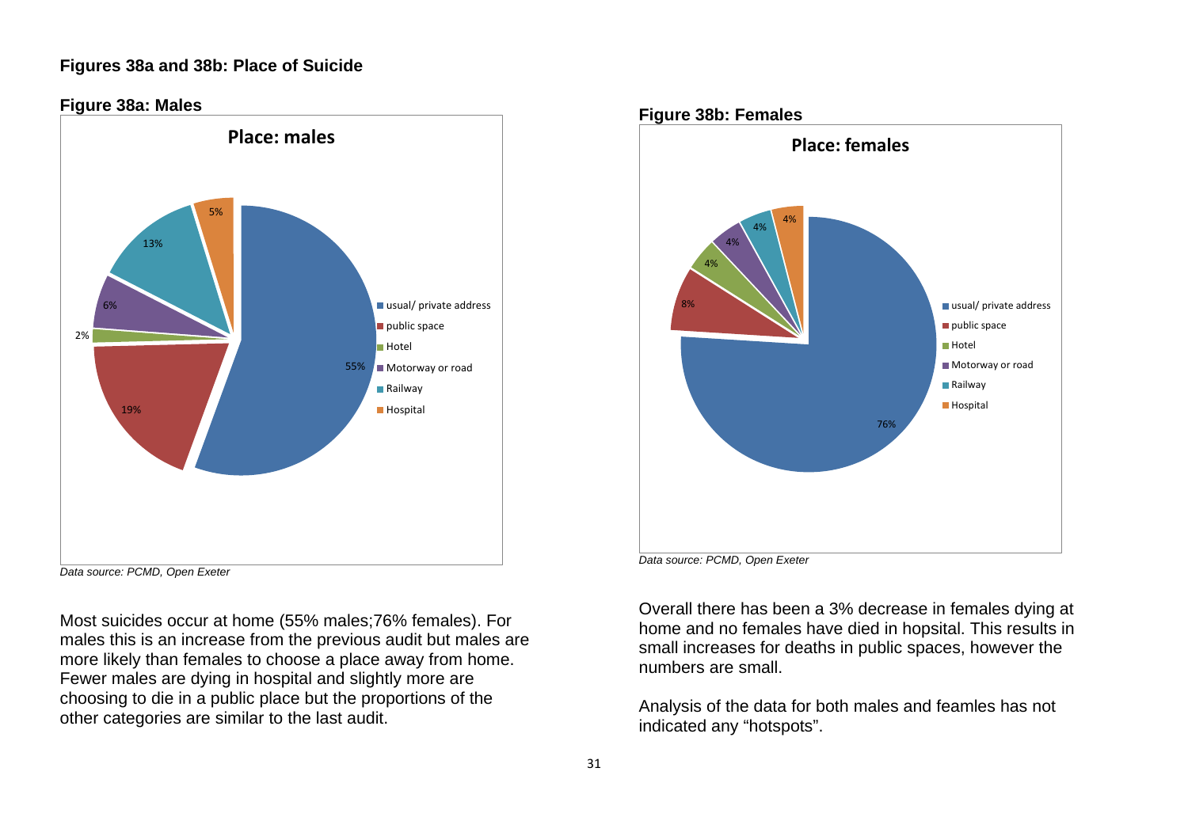**Figures 38a and 38b: Place of Suicide**

**Figure 38a: Males**

Place: males

| Place | % |
|---|---|
| usual/ private address | 55% |
| public space | 19% |
| Hotel | 2% |
| Motorway or road | 6% |
| Railway | 13% |
| Hospital | 5% |

*Data source: PCMD, Open Exeter*

**Figure 38b: Females**

Place: females

| Place | % |
|---|---|
| usual/ private address | 76% |
| public space | 8% |
| Hotel | 4% |
| Motorway or road | 4% |
| Railway | 4% |
| Hospital | 4% |

*Data source: PCMD, Open Exeter*

Most suicides occur at home (55% males;76% females). For males this is an increase from the previous audit but males are more likely than females to choose a place away from home. Fewer males are dying in hospital and slightly more are choosing to die in a public place but the proportions of the other categories are similar to the last audit.

Overall there has been a 3% decrease in females dying at home and no females have died in hopsital. This results in small increases for deaths in public spaces, however the numbers are small.

Analysis of the data for both males and feamles has not indicated any "hotspots".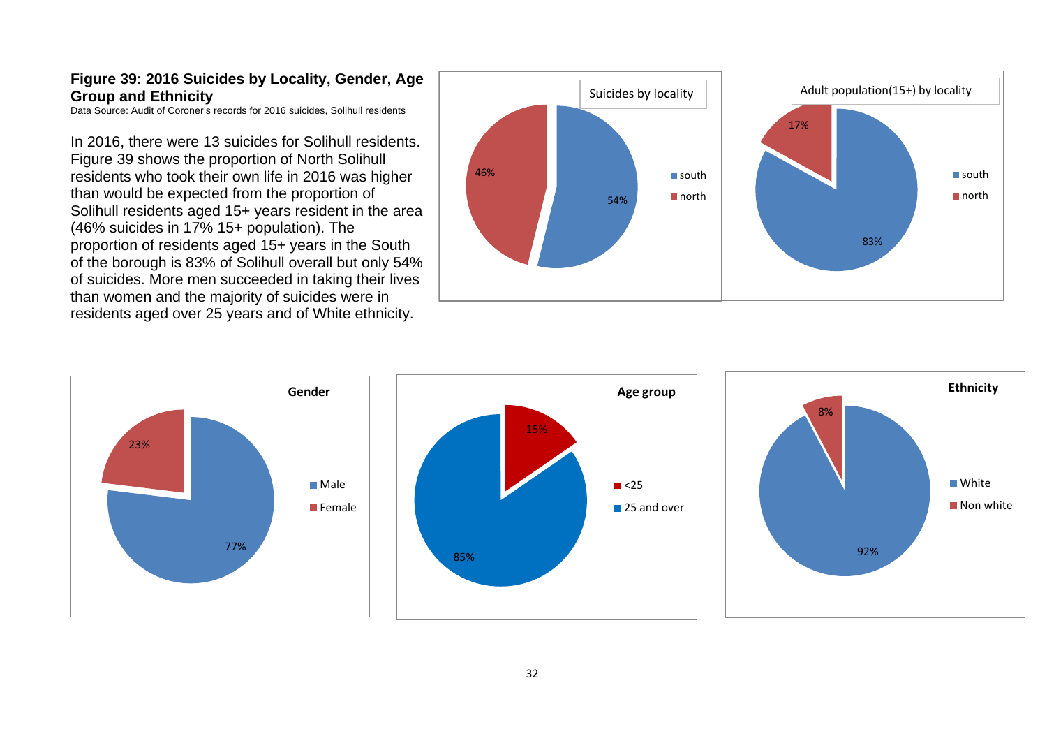**Figure 39: 2016 Suicides by Locality, Gender, Age Group and Ethnicity**

Data Source: Audit of Coroner's records for 2016 suicides, Solihull residents

In 2016, there were 13 suicides for Solihull residents. Figure 39 shows the proportion of North Solihull residents who took their own life in 2016 was higher than would be expected from the proportion of Solihull residents aged 15+ years resident in the area (46% suicides in 17% 15+ population). The proportion of residents aged 15+ years in the South of the borough is 83% of Solihull overall but only 54% of suicides. More men succeeded in taking their lives than women and the majority of suicides were in residents aged over 25 years and of White ethnicity.

Suicides by locality

| | % |
|---|---|
| south | 54% |
| north | 46% |

Adult population(15+) by locality

| | % |
|---|---|
| south | 83% |
| north | 17% |

Gender

| | % |
|---|---|
| Male | 77% |
| Female | 23% |

Age group

| | % |
|---|---|
| <25 | 15% |
| 25 and over | 85% |

Ethnicity

| | % |
|---|---|
| White | 92% |
| Non white | 8% |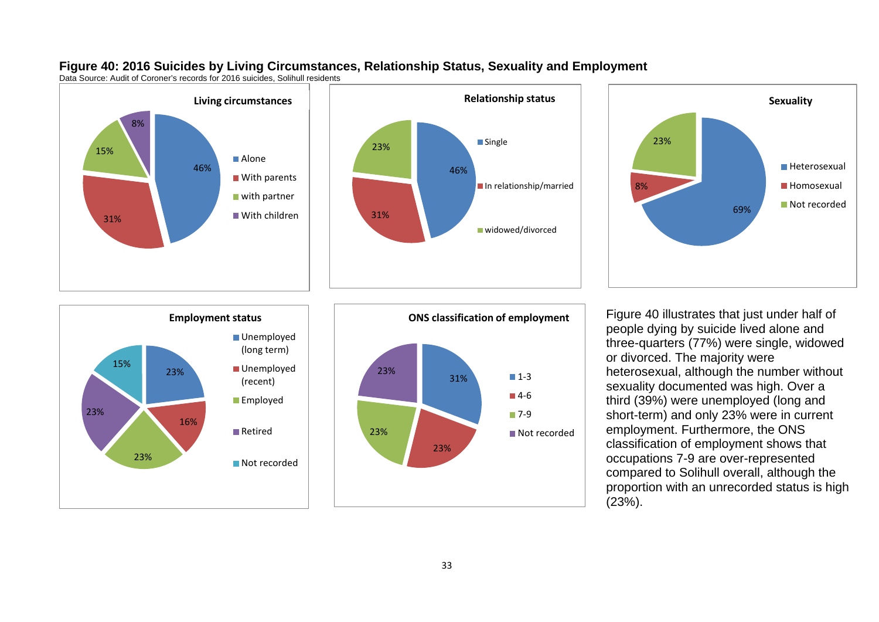**Figure 40: 2016 Suicides by Living Circumstances, Relationship Status, Sexuality and Employment**

Data Source: Audit of Coroner's records for 2016 suicides, Solihull residents

**Living circumstances**

| Category | % |
|---|---|
| Alone | 46% |
| With parents | 31% |
| with partner | 15% |
| With children | 8% |

**Relationship status**

| Category | % |
|---|---|
| Single | 46% |
| In relationship/married | 31% |
| widowed/divorced | 23% |

**Sexuality**

| Category | % |
|---|---|
| Heterosexual | 69% |
| Homosexual | 8% |
| Not recorded | 23% |

**Employment status**

| Category | % |
|---|---|
| Unemployed (long term) | 23% |
| Unemployed (recent) | 16% |
| Employed | 23% |
| Retired | 23% |
| Not recorded | 15% |

**ONS classification of employment**

| Category | % |
|---|---|
| 1-3 | 31% |
| 4-6 | 23% |
| 7-9 | 23% |
| Not recorded | 23% |

Figure 40 illustrates that just under half of people dying by suicide lived alone and three-quarters (77%) were single, widowed or divorced. The majority were heterosexual, although the number without sexuality documented was high. Over a third (39%) were unemployed (long and short-term) and only 23% were in current employment. Furthermore, the ONS classification of employment shows that occupations 7-9 are over-represented compared to Solihull overall, although the proportion with an unrecorded status is high (23%).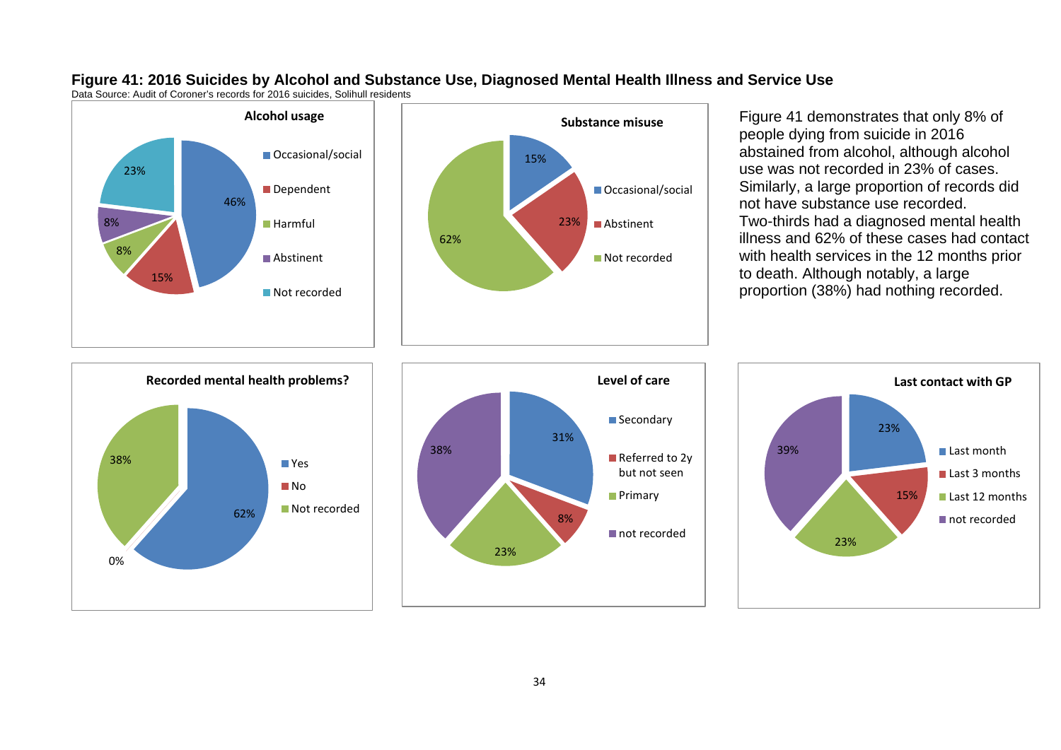## Figure 41: 2016 Suicides by Alcohol and Substance Use, Diagnosed Mental Health Illness and Service Use

Data Source: Audit of Coroner's records for 2016 suicides, Solihull residents

**Alcohol usage**

| Category | % |
|---|---|
| Occasional/social | 46% |
| Dependent | 15% |
| Harmful | 8% |
| Abstinent | 8% |
| Not recorded | 23% |

**Substance misuse**

| Category | % |
|---|---|
| Occasional/social | 15% |
| Abstinent | 23% |
| Not recorded | 62% |

Figure 41 demonstrates that only 8% of people dying from suicide in 2016 abstained from alcohol, although alcohol use was not recorded in 23% of cases. Similarly, a large proportion of records did not have substance use recorded. Two-thirds had a diagnosed mental health illness and 62% of these cases had contact with health services in the 12 months prior to death. Although notably, a large proportion (38%) had nothing recorded.

**Recorded mental health problems?**

| Category | % |
|---|---|
| Yes | 62% |
| No | 0% |
| Not recorded | 38% |

**Level of care**

| Category | % |
|---|---|
| Secondary | 31% |
| Referred to 2y but not seen | 8% |
| Primary | 23% |
| not recorded | 38% |

**Last contact with GP**

| Category | % |
|---|---|
| Last month | 23% |
| Last 3 months | 15% |
| Last 12 months | 23% |
| not recorded | 39% |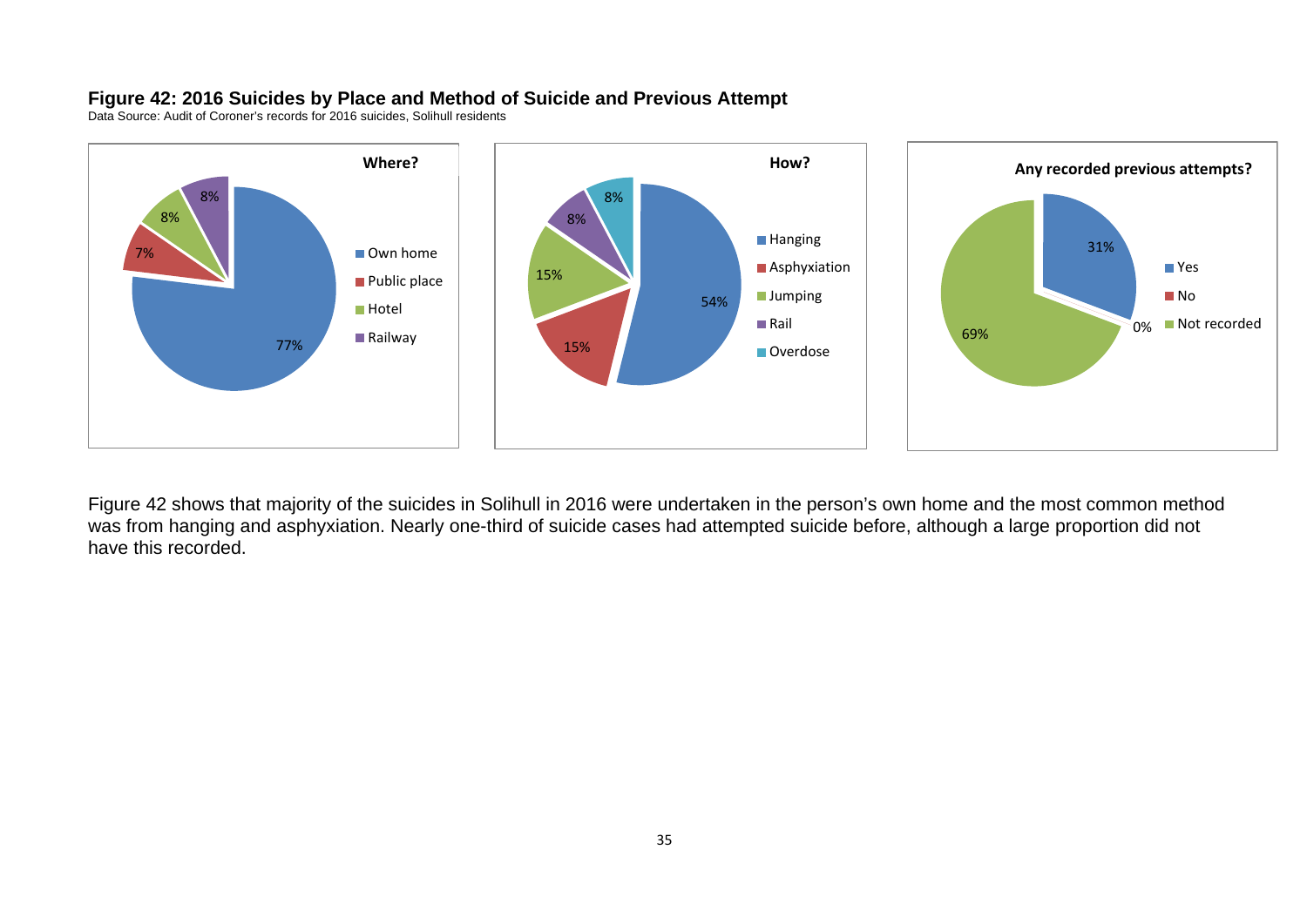**Figure 42: 2016 Suicides by Place and Method of Suicide and Previous Attempt**

Data Source: Audit of Coroner's records for 2016 suicides, Solihull residents

Where?

8%
8%
7%
77%

Own home
Public place
Hotel
Railway

How?

8%
8%
15%
54%
15%

Hanging
Asphyxiation
Jumping
Rail
Overdose

Any recorded previous attempts?

31%
0%
69%

Yes
No
Not recorded

Figure 42 shows that majority of the suicides in Solihull in 2016 were undertaken in the person's own home and the most common method was from hanging and asphyxiation. Nearly one-third of suicide cases had attempted suicide before, although a large proportion did not have this recorded.